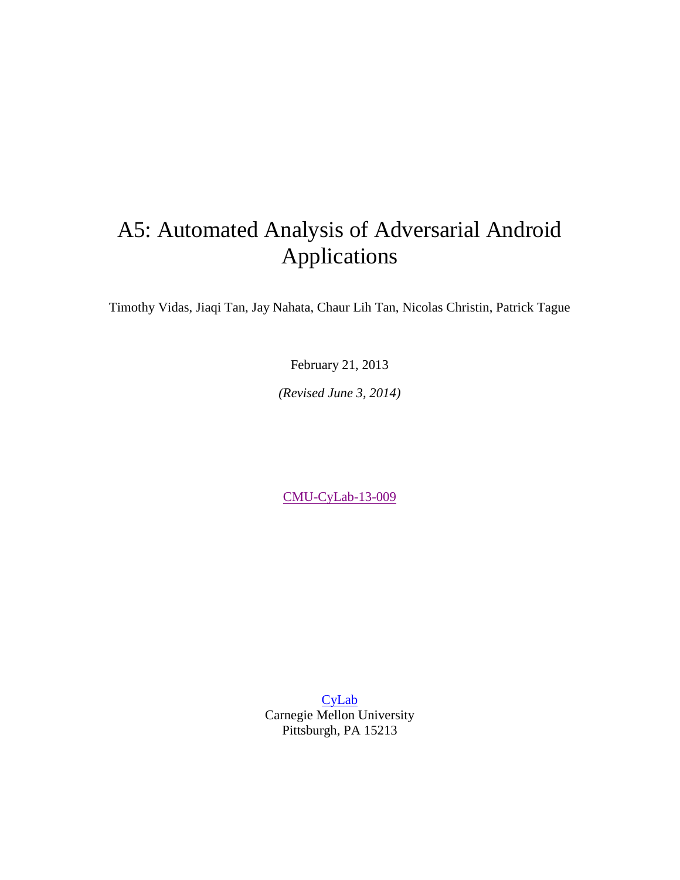# A5: Automated Analysis of Adversarial Android Applications

Timothy Vidas, Jiaqi Tan, Jay Nahata, Chaur Lih Tan, Nicolas Christin, Patrick Tague

February 21, 2013

*(Revised June 3, 2014)*

CMU-CyLab-13-009

CyLab
Carnegie Mellon University
Pittsburgh, PA 15213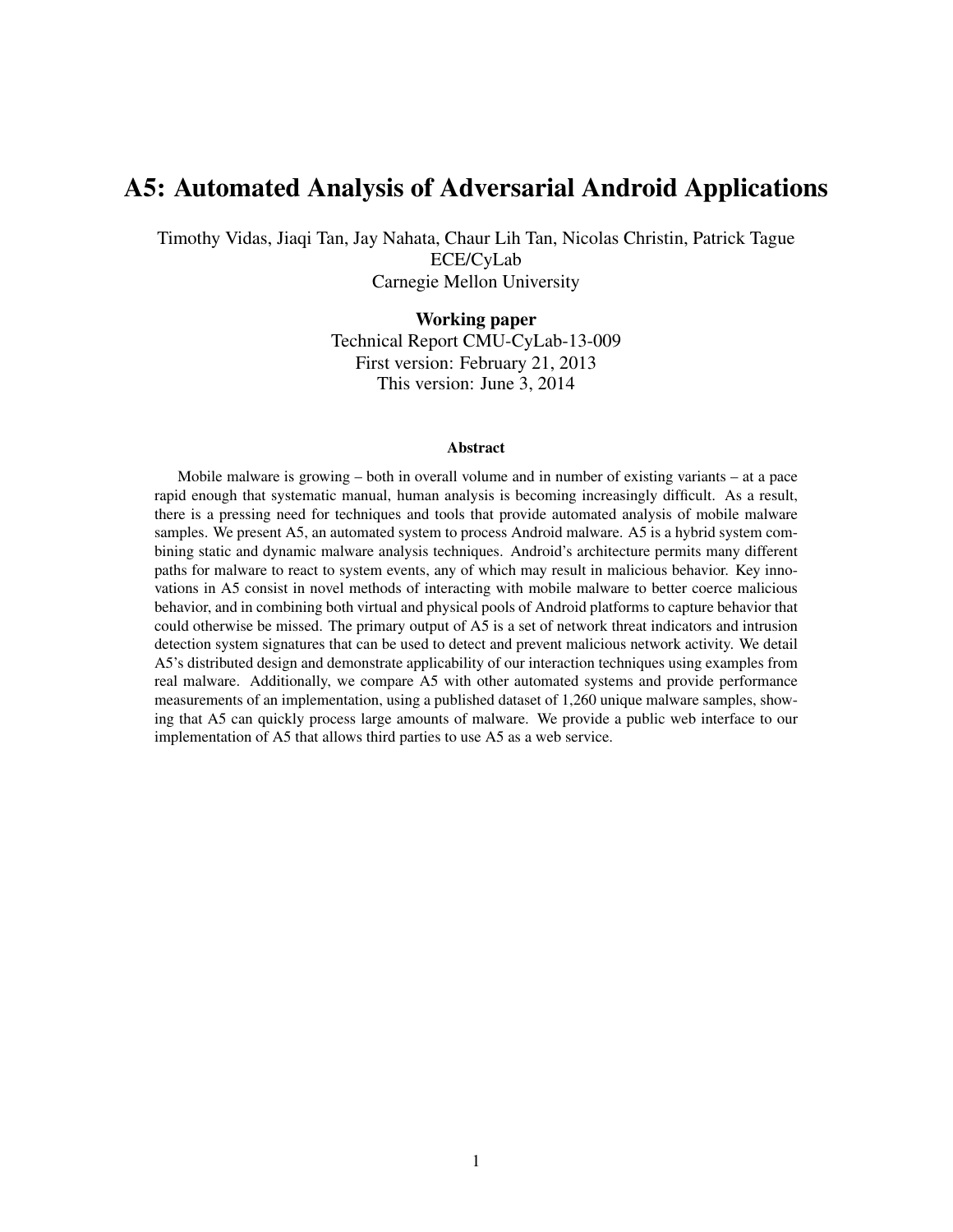# A5: Automated Analysis of Adversarial Android Applications

Timothy Vidas, Jiaqi Tan, Jay Nahata, Chaur Lih Tan, Nicolas Christin, Patrick Tague
ECE/CyLab
Carnegie Mellon University

**Working paper**
Technical Report CMU-CyLab-13-009
First version: February 21, 2013
This version: June 3, 2014

### Abstract

Mobile malware is growing – both in overall volume and in number of existing variants – at a pace rapid enough that systematic manual, human analysis is becoming increasingly difficult. As a result, there is a pressing need for techniques and tools that provide automated analysis of mobile malware samples. We present A5, an automated system to process Android malware. A5 is a hybrid system combining static and dynamic malware analysis techniques. Android's architecture permits many different paths for malware to react to system events, any of which may result in malicious behavior. Key innovations in A5 consist in novel methods of interacting with mobile malware to better coerce malicious behavior, and in combining both virtual and physical pools of Android platforms to capture behavior that could otherwise be missed. The primary output of A5 is a set of network threat indicators and intrusion detection system signatures that can be used to detect and prevent malicious network activity. We detail A5's distributed design and demonstrate applicability of our interaction techniques using examples from real malware. Additionally, we compare A5 with other automated systems and provide performance measurements of an implementation, using a published dataset of 1,260 unique malware samples, showing that A5 can quickly process large amounts of malware. We provide a public web interface to our implementation of A5 that allows third parties to use A5 as a web service.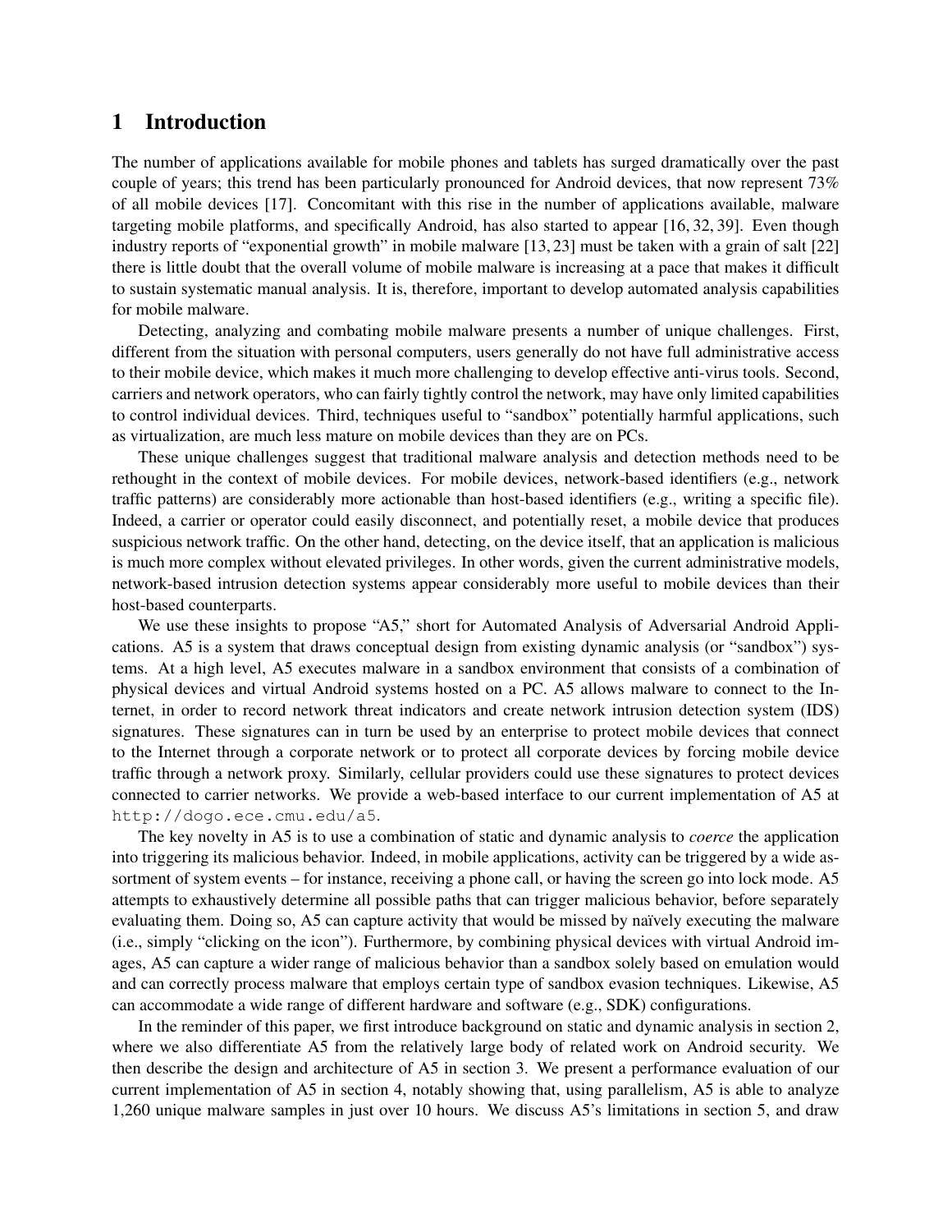# 1 Introduction

The number of applications available for mobile phones and tablets has surged dramatically over the past couple of years; this trend has been particularly pronounced for Android devices, that now represent 73% of all mobile devices [17]. Concomitant with this rise in the number of applications available, malware targeting mobile platforms, and specifically Android, has also started to appear [16, 32, 39]. Even though industry reports of "exponential growth" in mobile malware [13, 23] must be taken with a grain of salt [22] there is little doubt that the overall volume of mobile malware is increasing at a pace that makes it difficult to sustain systematic manual analysis. It is, therefore, important to develop automated analysis capabilities for mobile malware.

Detecting, analyzing and combating mobile malware presents a number of unique challenges. First, different from the situation with personal computers, users generally do not have full administrative access to their mobile device, which makes it much more challenging to develop effective anti-virus tools. Second, carriers and network operators, who can fairly tightly control the network, may have only limited capabilities to control individual devices. Third, techniques useful to "sandbox" potentially harmful applications, such as virtualization, are much less mature on mobile devices than they are on PCs.

These unique challenges suggest that traditional malware analysis and detection methods need to be rethought in the context of mobile devices. For mobile devices, network-based identifiers (e.g., network traffic patterns) are considerably more actionable than host-based identifiers (e.g., writing a specific file). Indeed, a carrier or operator could easily disconnect, and potentially reset, a mobile device that produces suspicious network traffic. On the other hand, detecting, on the device itself, that an application is malicious is much more complex without elevated privileges. In other words, given the current administrative models, network-based intrusion detection systems appear considerably more useful to mobile devices than their host-based counterparts.

We use these insights to propose "A5," short for Automated Analysis of Adversarial Android Applications. A5 is a system that draws conceptual design from existing dynamic analysis (or "sandbox") systems. At a high level, A5 executes malware in a sandbox environment that consists of a combination of physical devices and virtual Android systems hosted on a PC. A5 allows malware to connect to the Internet, in order to record network threat indicators and create network intrusion detection system (IDS) signatures. These signatures can in turn be used by an enterprise to protect mobile devices that connect to the Internet through a corporate network or to protect all corporate devices by forcing mobile device traffic through a network proxy. Similarly, cellular providers could use these signatures to protect devices connected to carrier networks. We provide a web-based interface to our current implementation of A5 at `http://dogo.ece.cmu.edu/a5`.

The key novelty in A5 is to use a combination of static and dynamic analysis to *coerce* the application into triggering its malicious behavior. Indeed, in mobile applications, activity can be triggered by a wide assortment of system events – for instance, receiving a phone call, or having the screen go into lock mode. A5 attempts to exhaustively determine all possible paths that can trigger malicious behavior, before separately evaluating them. Doing so, A5 can capture activity that would be missed by naïvely executing the malware (i.e., simply "clicking on the icon"). Furthermore, by combining physical devices with virtual Android images, A5 can capture a wider range of malicious behavior than a sandbox solely based on emulation would and can correctly process malware that employs certain type of sandbox evasion techniques. Likewise, A5 can accommodate a wide range of different hardware and software (e.g., SDK) configurations.

In the reminder of this paper, we first introduce background on static and dynamic analysis in section 2, where we also differentiate A5 from the relatively large body of related work on Android security. We then describe the design and architecture of A5 in section 3. We present a performance evaluation of our current implementation of A5 in section 4, notably showing that, using parallelism, A5 is able to analyze 1,260 unique malware samples in just over 10 hours. We discuss A5's limitations in section 5, and draw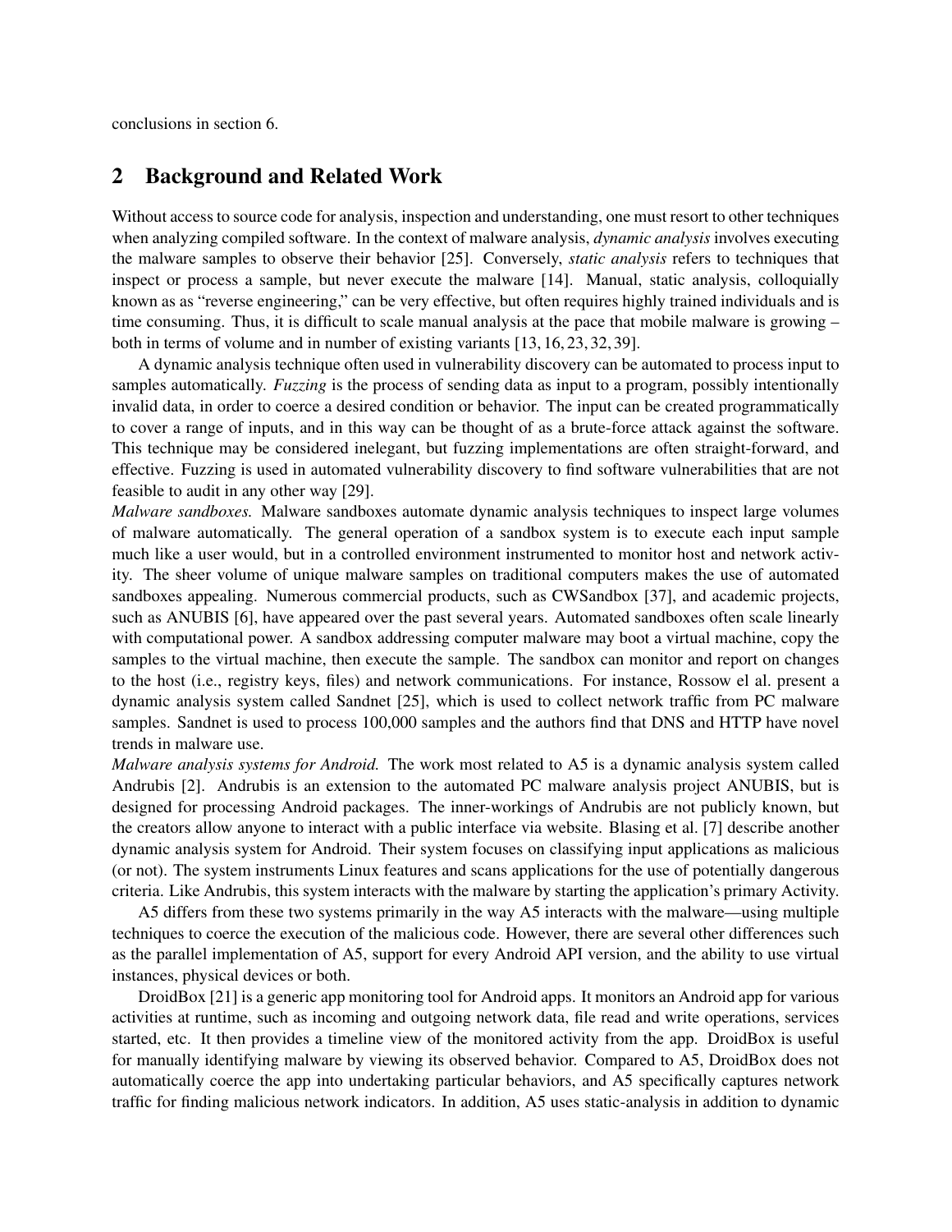conclusions in section 6.

## 2 Background and Related Work

Without access to source code for analysis, inspection and understanding, one must resort to other techniques when analyzing compiled software. In the context of malware analysis, *dynamic analysis* involves executing the malware samples to observe their behavior [25]. Conversely, *static analysis* refers to techniques that inspect or process a sample, but never execute the malware [14]. Manual, static analysis, colloquially known as as "reverse engineering," can be very effective, but often requires highly trained individuals and is time consuming. Thus, it is difficult to scale manual analysis at the pace that mobile malware is growing – both in terms of volume and in number of existing variants [13, 16, 23, 32, 39].

A dynamic analysis technique often used in vulnerability discovery can be automated to process input to samples automatically. *Fuzzing* is the process of sending data as input to a program, possibly intentionally invalid data, in order to coerce a desired condition or behavior. The input can be created programmatically to cover a range of inputs, and in this way can be thought of as a brute-force attack against the software. This technique may be considered inelegant, but fuzzing implementations are often straight-forward, and effective. Fuzzing is used in automated vulnerability discovery to find software vulnerabilities that are not feasible to audit in any other way [29].

*Malware sandboxes.* Malware sandboxes automate dynamic analysis techniques to inspect large volumes of malware automatically. The general operation of a sandbox system is to execute each input sample much like a user would, but in a controlled environment instrumented to monitor host and network activity. The sheer volume of unique malware samples on traditional computers makes the use of automated sandboxes appealing. Numerous commercial products, such as CWSandbox [37], and academic projects, such as ANUBIS [6], have appeared over the past several years. Automated sandboxes often scale linearly with computational power. A sandbox addressing computer malware may boot a virtual machine, copy the samples to the virtual machine, then execute the sample. The sandbox can monitor and report on changes to the host (i.e., registry keys, files) and network communications. For instance, Rossow el al. present a dynamic analysis system called Sandnet [25], which is used to collect network traffic from PC malware samples. Sandnet is used to process 100,000 samples and the authors find that DNS and HTTP have novel trends in malware use.

*Malware analysis systems for Android.* The work most related to A5 is a dynamic analysis system called Andrubis [2]. Andrubis is an extension to the automated PC malware analysis project ANUBIS, but is designed for processing Android packages. The inner-workings of Andrubis are not publicly known, but the creators allow anyone to interact with a public interface via website. Blasing et al. [7] describe another dynamic analysis system for Android. Their system focuses on classifying input applications as malicious (or not). The system instruments Linux features and scans applications for the use of potentially dangerous criteria. Like Andrubis, this system interacts with the malware by starting the application's primary Activity.

A5 differs from these two systems primarily in the way A5 interacts with the malware—using multiple techniques to coerce the execution of the malicious code. However, there are several other differences such as the parallel implementation of A5, support for every Android API version, and the ability to use virtual instances, physical devices or both.

DroidBox [21] is a generic app monitoring tool for Android apps. It monitors an Android app for various activities at runtime, such as incoming and outgoing network data, file read and write operations, services started, etc. It then provides a timeline view of the monitored activity from the app. DroidBox is useful for manually identifying malware by viewing its observed behavior. Compared to A5, DroidBox does not automatically coerce the app into undertaking particular behaviors, and A5 specifically captures network traffic for finding malicious network indicators. In addition, A5 uses static-analysis in addition to dynamic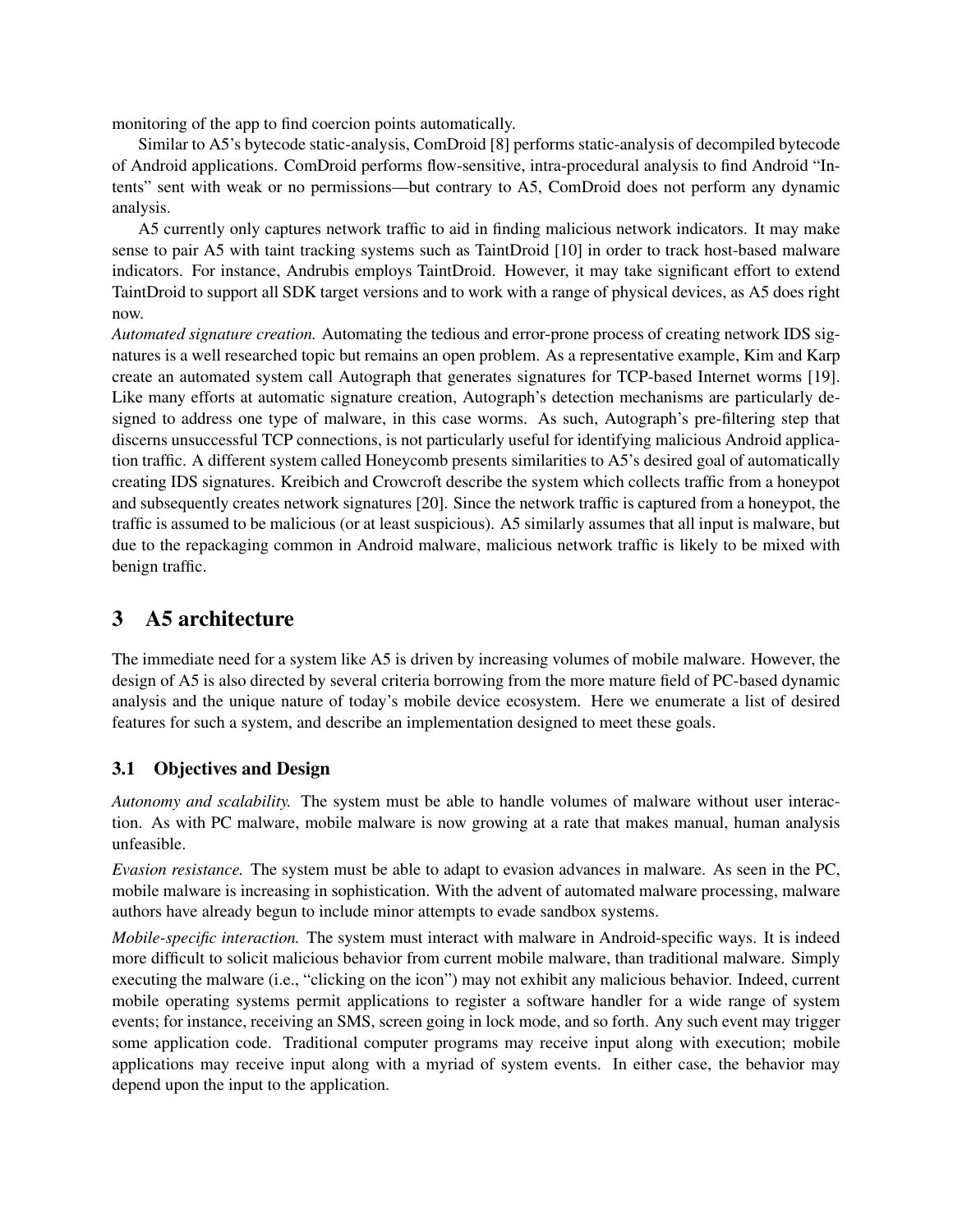monitoring of the app to find coercion points automatically.

Similar to A5's bytecode static-analysis, ComDroid [8] performs static-analysis of decompiled bytecode of Android applications. ComDroid performs flow-sensitive, intra-procedural analysis to find Android "Intents" sent with weak or no permissions—but contrary to A5, ComDroid does not perform any dynamic analysis.

A5 currently only captures network traffic to aid in finding malicious network indicators. It may make sense to pair A5 with taint tracking systems such as TaintDroid [10] in order to track host-based malware indicators. For instance, Andrubis employs TaintDroid. However, it may take significant effort to extend TaintDroid to support all SDK target versions and to work with a range of physical devices, as A5 does right now.

*Automated signature creation.* Automating the tedious and error-prone process of creating network IDS signatures is a well researched topic but remains an open problem. As a representative example, Kim and Karp create an automated system call Autograph that generates signatures for TCP-based Internet worms [19]. Like many efforts at automatic signature creation, Autograph's detection mechanisms are particularly designed to address one type of malware, in this case worms. As such, Autograph's pre-filtering step that discerns unsuccessful TCP connections, is not particularly useful for identifying malicious Android application traffic. A different system called Honeycomb presents similarities to A5's desired goal of automatically creating IDS signatures. Kreibich and Crowcroft describe the system which collects traffic from a honeypot and subsequently creates network signatures [20]. Since the network traffic is captured from a honeypot, the traffic is assumed to be malicious (or at least suspicious). A5 similarly assumes that all input is malware, but due to the repackaging common in Android malware, malicious network traffic is likely to be mixed with benign traffic.

## 3 A5 architecture

The immediate need for a system like A5 is driven by increasing volumes of mobile malware. However, the design of A5 is also directed by several criteria borrowing from the more mature field of PC-based dynamic analysis and the unique nature of today's mobile device ecosystem. Here we enumerate a list of desired features for such a system, and describe an implementation designed to meet these goals.

### 3.1 Objectives and Design

*Autonomy and scalability.* The system must be able to handle volumes of malware without user interaction. As with PC malware, mobile malware is now growing at a rate that makes manual, human analysis unfeasible.

*Evasion resistance.* The system must be able to adapt to evasion advances in malware. As seen in the PC, mobile malware is increasing in sophistication. With the advent of automated malware processing, malware authors have already begun to include minor attempts to evade sandbox systems.

*Mobile-specific interaction.* The system must interact with malware in Android-specific ways. It is indeed more difficult to solicit malicious behavior from current mobile malware, than traditional malware. Simply executing the malware (i.e., "clicking on the icon") may not exhibit any malicious behavior. Indeed, current mobile operating systems permit applications to register a software handler for a wide range of system events; for instance, receiving an SMS, screen going in lock mode, and so forth. Any such event may trigger some application code. Traditional computer programs may receive input along with execution; mobile applications may receive input along with a myriad of system events. In either case, the behavior may depend upon the input to the application.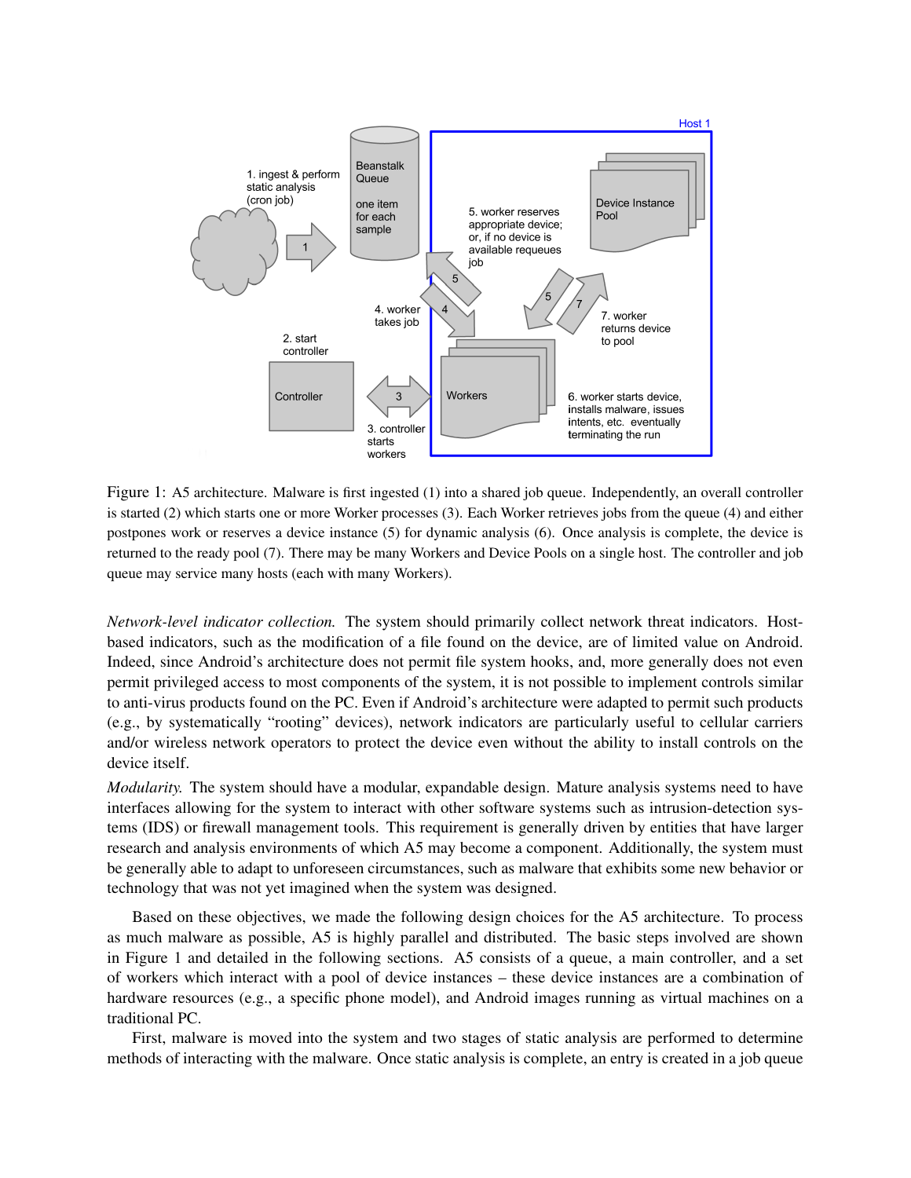Figure 1: A5 architecture. Malware is first ingested (1) into a shared job queue. Independently, an overall controller is started (2) which starts one or more Worker processes (3). Each Worker retrieves jobs from the queue (4) and either postpones work or reserves a device instance (5) for dynamic analysis (6). Once analysis is complete, the device is returned to the ready pool (7). There may be many Workers and Device Pools on a single host. The controller and job queue may service many hosts (each with many Workers).

*Network-level indicator collection.* The system should primarily collect network threat indicators. Host-based indicators, such as the modification of a file found on the device, are of limited value on Android. Indeed, since Android's architecture does not permit file system hooks, and, more generally does not even permit privileged access to most components of the system, it is not possible to implement controls similar to anti-virus products found on the PC. Even if Android's architecture were adapted to permit such products (e.g., by systematically "rooting" devices), network indicators are particularly useful to cellular carriers and/or wireless network operators to protect the device even without the ability to install controls on the device itself.

*Modularity.* The system should have a modular, expandable design. Mature analysis systems need to have interfaces allowing for the system to interact with other software systems such as intrusion-detection systems (IDS) or firewall management tools. This requirement is generally driven by entities that have larger research and analysis environments of which A5 may become a component. Additionally, the system must be generally able to adapt to unforeseen circumstances, such as malware that exhibits some new behavior or technology that was not yet imagined when the system was designed.

Based on these objectives, we made the following design choices for the A5 architecture. To process as much malware as possible, A5 is highly parallel and distributed. The basic steps involved are shown in Figure 1 and detailed in the following sections. A5 consists of a queue, a main controller, and a set of workers which interact with a pool of device instances – these device instances are a combination of hardware resources (e.g., a specific phone model), and Android images running as virtual machines on a traditional PC.

First, malware is moved into the system and two stages of static analysis are performed to determine methods of interacting with the malware. Once static analysis is complete, an entry is created in a job queue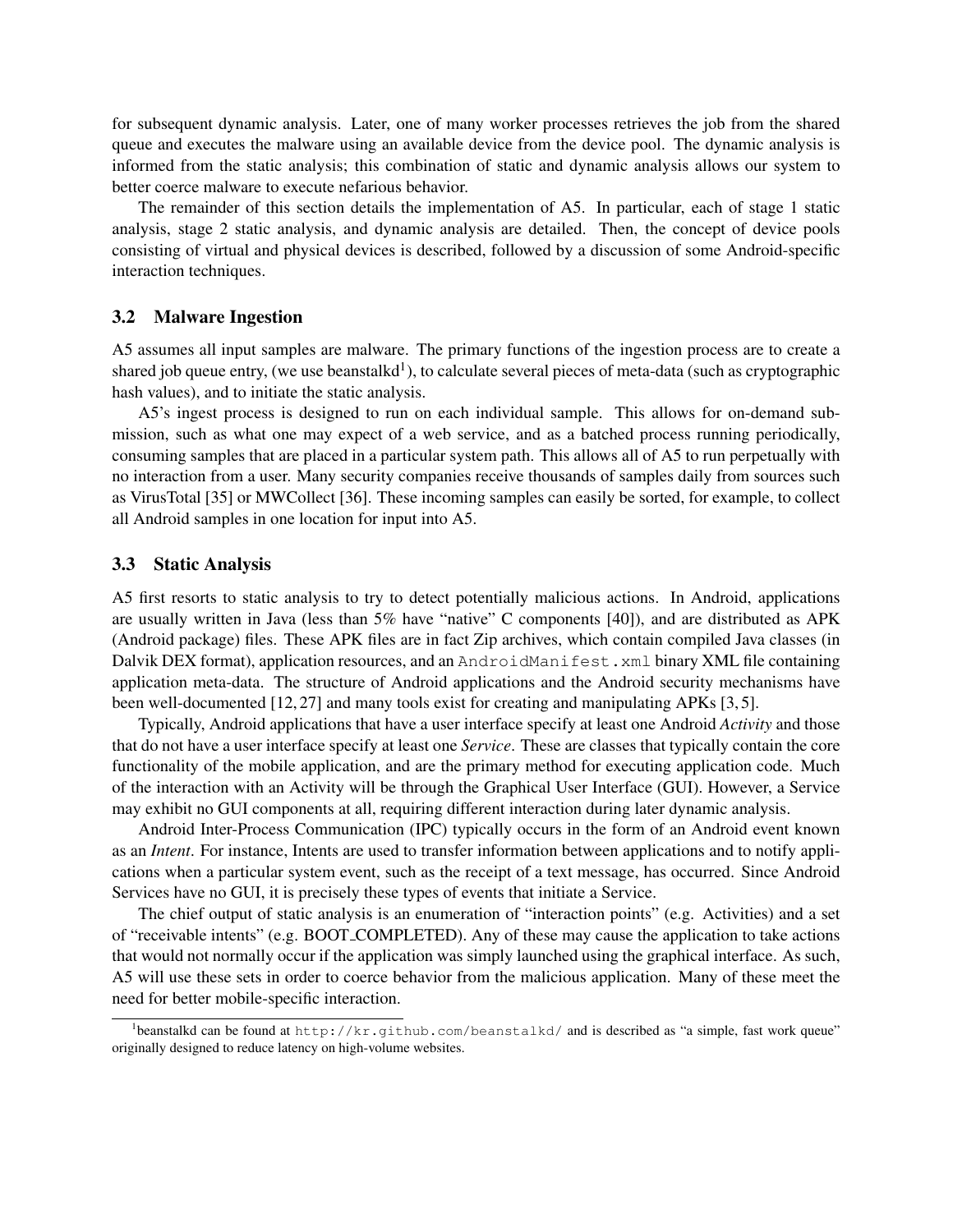for subsequent dynamic analysis. Later, one of many worker processes retrieves the job from the shared queue and executes the malware using an available device from the device pool. The dynamic analysis is informed from the static analysis; this combination of static and dynamic analysis allows our system to better coerce malware to execute nefarious behavior.

The remainder of this section details the implementation of A5. In particular, each of stage 1 static analysis, stage 2 static analysis, and dynamic analysis are detailed. Then, the concept of device pools consisting of virtual and physical devices is described, followed by a discussion of some Android-specific interaction techniques.

### 3.2 Malware Ingestion

A5 assumes all input samples are malware. The primary functions of the ingestion process are to create a shared job queue entry, (we use beanstalkd[1]), to calculate several pieces of meta-data (such as cryptographic hash values), and to initiate the static analysis.

A5's ingest process is designed to run on each individual sample. This allows for on-demand submission, such as what one may expect of a web service, and as a batched process running periodically, consuming samples that are placed in a particular system path. This allows all of A5 to run perpetually with no interaction from a user. Many security companies receive thousands of samples daily from sources such as VirusTotal [35] or MWCollect [36]. These incoming samples can easily be sorted, for example, to collect all Android samples in one location for input into A5.

### 3.3 Static Analysis

A5 first resorts to static analysis to try to detect potentially malicious actions. In Android, applications are usually written in Java (less than 5% have "native" C components [40]), and are distributed as APK (Android package) files. These APK files are in fact Zip archives, which contain compiled Java classes (in Dalvik DEX format), application resources, and an `AndroidManifest.xml` binary XML file containing application meta-data. The structure of Android applications and the Android security mechanisms have been well-documented [12, 27] and many tools exist for creating and manipulating APKs [3, 5].

Typically, Android applications that have a user interface specify at least one Android *Activity* and those that do not have a user interface specify at least one *Service*. These are classes that typically contain the core functionality of the mobile application, and are the primary method for executing application code. Much of the interaction with an Activity will be through the Graphical User Interface (GUI). However, a Service may exhibit no GUI components at all, requiring different interaction during later dynamic analysis.

Android Inter-Process Communication (IPC) typically occurs in the form of an Android event known as an *Intent*. For instance, Intents are used to transfer information between applications and to notify applications when a particular system event, such as the receipt of a text message, has occurred. Since Android Services have no GUI, it is precisely these types of events that initiate a Service.

The chief output of static analysis is an enumeration of "interaction points" (e.g. Activities) and a set of "receivable intents" (e.g. BOOT_COMPLETED). Any of these may cause the application to take actions that would not normally occur if the application was simply launched using the graphical interface. As such, A5 will use these sets in order to coerce behavior from the malicious application. Many of these meet the need for better mobile-specific interaction.

[1] beanstalkd can be found at `http://kr.github.com/beanstalkd/` and is described as "a simple, fast work queue" originally designed to reduce latency on high-volume websites.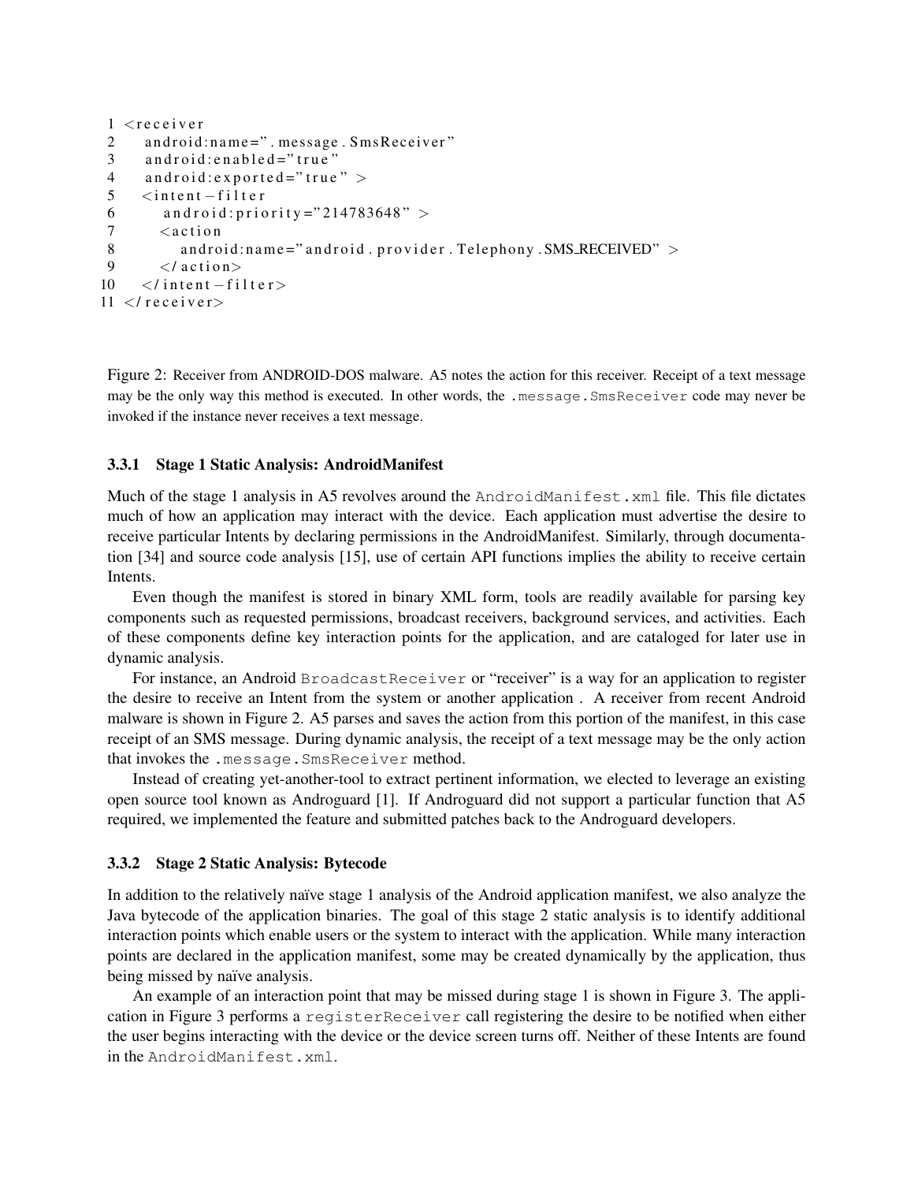```
1  <receiver
2     android:name=".message.SmsReceiver"
3     android:enabled="true"
4     android:exported="true" >
5    <intent-filter
6       android:priority="214783648" >
7      <action
8         android:name="android.provider.Telephony.SMS_RECEIVED" >
9      </action>
10   </intent-filter>
11 </receiver>
```

Figure 2: Receiver from ANDROID-DOS malware. A5 notes the action for this receiver. Receipt of a text message may be the only way this method is executed. In other words, the `.message.SmsReceiver` code may never be invoked if the instance never receives a text message.

### 3.3.1 Stage 1 Static Analysis: AndroidManifest

Much of the stage 1 analysis in A5 revolves around the `AndroidManifest.xml` file. This file dictates much of how an application may interact with the device. Each application must advertise the desire to receive particular Intents by declaring permissions in the AndroidManifest. Similarly, through documentation [34] and source code analysis [15], use of certain API functions implies the ability to receive certain Intents.

Even though the manifest is stored in binary XML form, tools are readily available for parsing key components such as requested permissions, broadcast receivers, background services, and activities. Each of these components define key interaction points for the application, and are cataloged for later use in dynamic analysis.

For instance, an Android `BroadcastReceiver` or "receiver" is a way for an application to register the desire to receive an Intent from the system or another application . A receiver from recent Android malware is shown in Figure 2. A5 parses and saves the action from this portion of the manifest, in this case receipt of an SMS message. During dynamic analysis, the receipt of a text message may be the only action that invokes the `.message.SmsReceiver` method.

Instead of creating yet-another-tool to extract pertinent information, we elected to leverage an existing open source tool known as Androguard [1]. If Androguard did not support a particular function that A5 required, we implemented the feature and submitted patches back to the Androguard developers.

### 3.3.2 Stage 2 Static Analysis: Bytecode

In addition to the relatively naïve stage 1 analysis of the Android application manifest, we also analyze the Java bytecode of the application binaries. The goal of this stage 2 static analysis is to identify additional interaction points which enable users or the system to interact with the application. While many interaction points are declared in the application manifest, some may be created dynamically by the application, thus being missed by naïve analysis.

An example of an interaction point that may be missed during stage 1 is shown in Figure 3. The application in Figure 3 performs a `registerReceiver` call registering the desire to be notified when either the user begins interacting with the device or the device screen turns off. Neither of these Intents are found in the `AndroidManifest.xml`.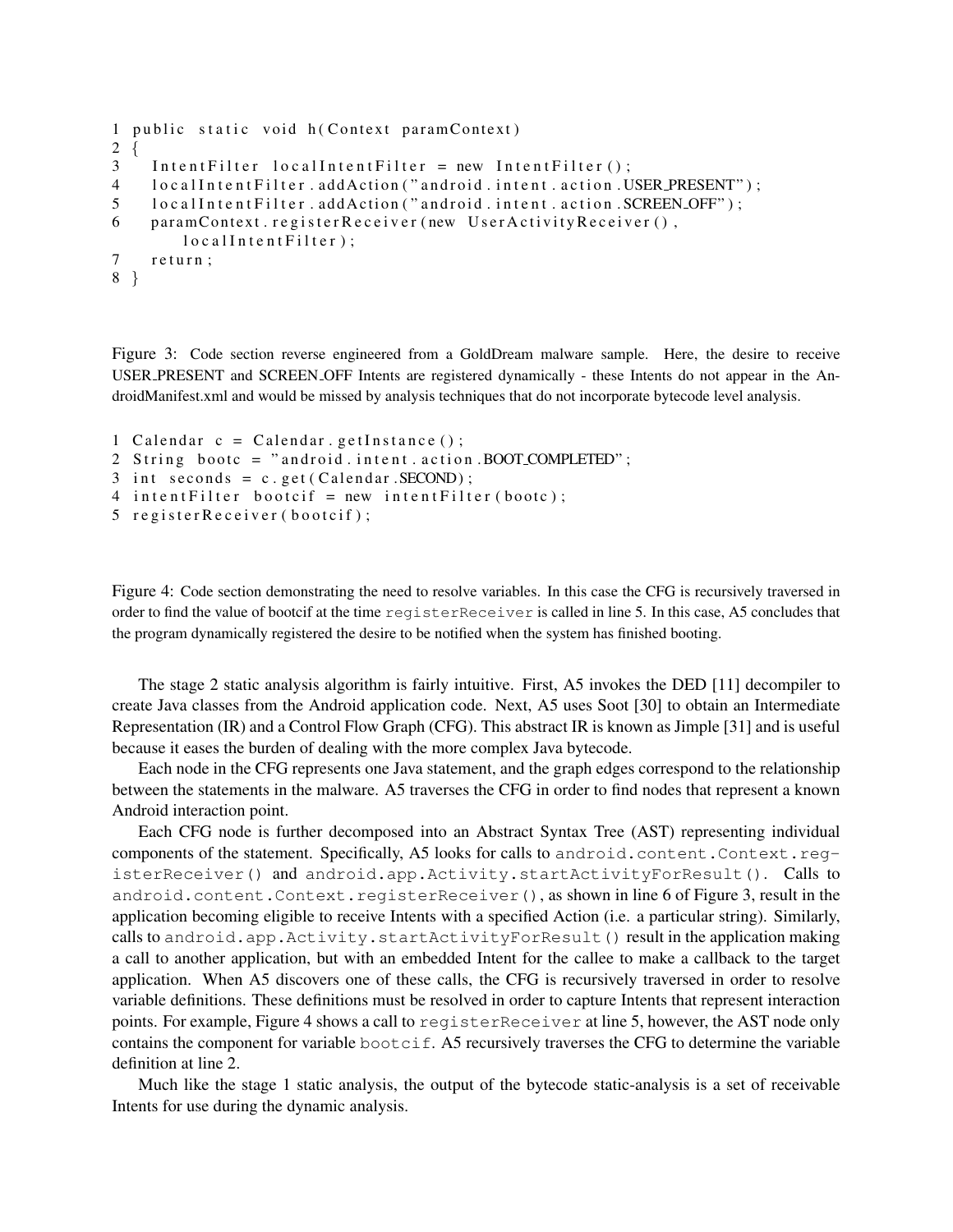```
1 public static void h(Context paramContext)
2 {
3   IntentFilter localIntentFilter = new IntentFilter();
4   localIntentFilter.addAction("android.intent.action.USER_PRESENT");
5   localIntentFilter.addAction("android.intent.action.SCREEN_OFF");
6   paramContext.registerReceiver(new UserActivityReceiver(),
      localIntentFilter);
7   return;
8 }
```

Figure 3: Code section reverse engineered from a GoldDream malware sample. Here, the desire to receive USER_PRESENT and SCREEN_OFF Intents are registered dynamically - these Intents do not appear in the AndroidManifest.xml and would be missed by analysis techniques that do not incorporate bytecode level analysis.

```
1 Calendar c = Calendar.getInstance();
2 String bootc = "android.intent.action.BOOT_COMPLETED";
3 int seconds = c.get(Calendar.SECOND);
4 intentFilter bootcif = new intentFilter(bootc);
5 registerReceiver(bootcif);
```

Figure 4: Code section demonstrating the need to resolve variables. In this case the CFG is recursively traversed in order to find the value of bootcif at the time `registerReceiver` is called in line 5. In this case, A5 concludes that the program dynamically registered the desire to be notified when the system has finished booting.

The stage 2 static analysis algorithm is fairly intuitive. First, A5 invokes the DED [11] decompiler to create Java classes from the Android application code. Next, A5 uses Soot [30] to obtain an Intermediate Representation (IR) and a Control Flow Graph (CFG). This abstract IR is known as Jimple [31] and is useful because it eases the burden of dealing with the more complex Java bytecode.

Each node in the CFG represents one Java statement, and the graph edges correspond to the relationship between the statements in the malware. A5 traverses the CFG in order to find nodes that represent a known Android interaction point.

Each CFG node is further decomposed into an Abstract Syntax Tree (AST) representing individual components of the statement. Specifically, A5 looks for calls to `android.content.Context.registerReceiver()` and `android.app.Activity.startActivityForResult()`. Calls to `android.content.Context.registerReceiver()`, as shown in line 6 of Figure 3, result in the application becoming eligible to receive Intents with a specified Action (i.e. a particular string). Similarly, calls to `android.app.Activity.startActivityForResult()` result in the application making a call to another application, but with an embedded Intent for the callee to make a callback to the target application. When A5 discovers one of these calls, the CFG is recursively traversed in order to resolve variable definitions. These definitions must be resolved in order to capture Intents that represent interaction points. For example, Figure 4 shows a call to `registerReceiver` at line 5, however, the AST node only contains the component for variable `bootcif`. A5 recursively traverses the CFG to determine the variable definition at line 2.

Much like the stage 1 static analysis, the output of the bytecode static-analysis is a set of receivable Intents for use during the dynamic analysis.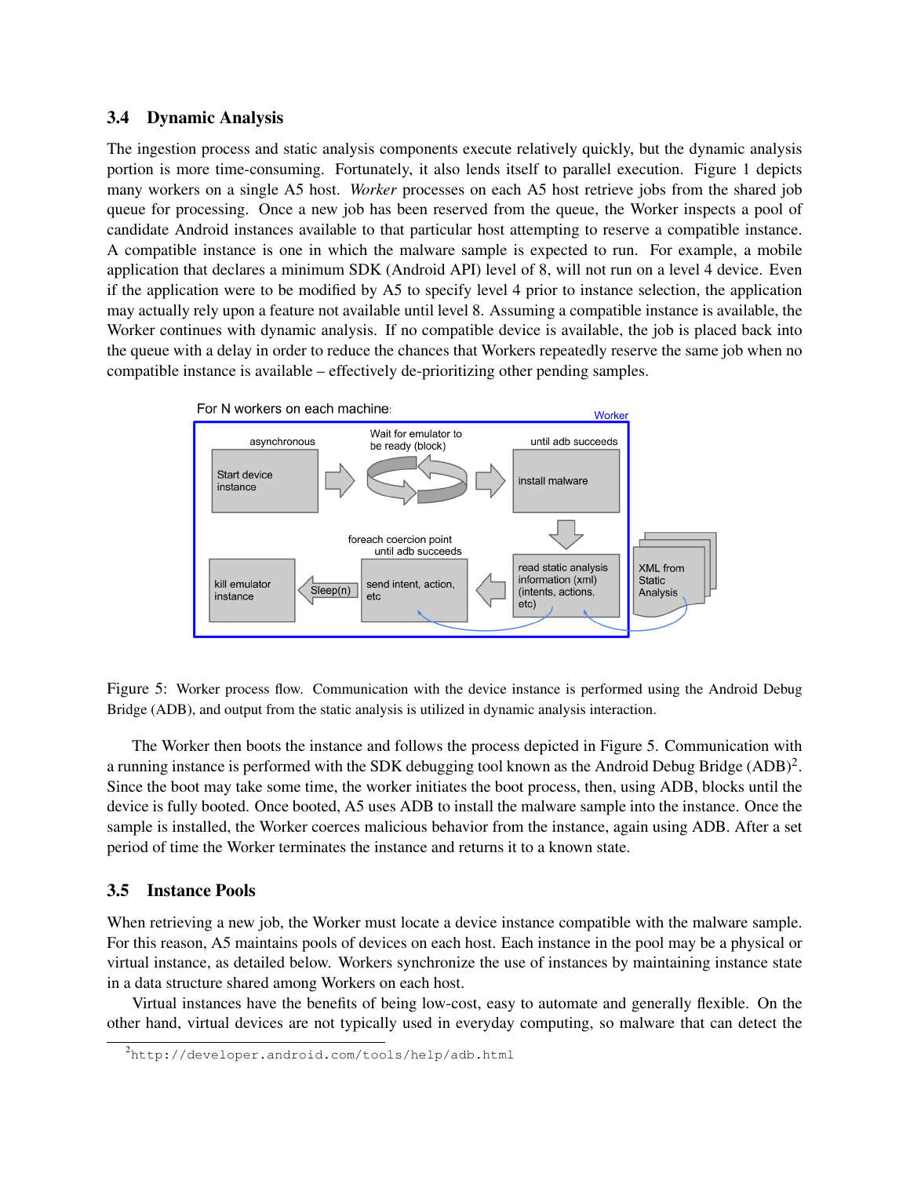### 3.4 Dynamic Analysis

The ingestion process and static analysis components execute relatively quickly, but the dynamic analysis portion is more time-consuming. Fortunately, it also lends itself to parallel execution. Figure 1 depicts many workers on a single A5 host. *Worker* processes on each A5 host retrieve jobs from the shared job queue for processing. Once a new job has been reserved from the queue, the Worker inspects a pool of candidate Android instances available to that particular host attempting to reserve a compatible instance. A compatible instance is one in which the malware sample is expected to run. For example, a mobile application that declares a minimum SDK (Android API) level of 8, will not run on a level 4 device. Even if the application were to be modified by A5 to specify level 4 prior to instance selection, the application may actually rely upon a feature not available until level 8. Assuming a compatible instance is available, the Worker continues with dynamic analysis. If no compatible device is available, the job is placed back into the queue with a delay in order to reduce the chances that Workers repeatedly reserve the same job when no compatible instance is available – effectively de-prioritizing other pending samples.

Figure 5: Worker process flow. Communication with the device instance is performed using the Android Debug Bridge (ADB), and output from the static analysis is utilized in dynamic analysis interaction.

The Worker then boots the instance and follows the process depicted in Figure 5. Communication with a running instance is performed with the SDK debugging tool known as the Android Debug Bridge (ADB)[2]. Since the boot may take some time, the worker initiates the boot process, then, using ADB, blocks until the device is fully booted. Once booted, A5 uses ADB to install the malware sample into the instance. Once the sample is installed, the Worker coerces malicious behavior from the instance, again using ADB. After a set period of time the Worker terminates the instance and returns it to a known state.

### 3.5 Instance Pools

When retrieving a new job, the Worker must locate a device instance compatible with the malware sample. For this reason, A5 maintains pools of devices on each host. Each instance in the pool may be a physical or virtual instance, as detailed below. Workers synchronize the use of instances by maintaining instance state in a data structure shared among Workers on each host.

Virtual instances have the benefits of being low-cost, easy to automate and generally flexible. On the other hand, virtual devices are not typically used in everyday computing, so malware that can detect the

[2] http://developer.android.com/tools/help/adb.html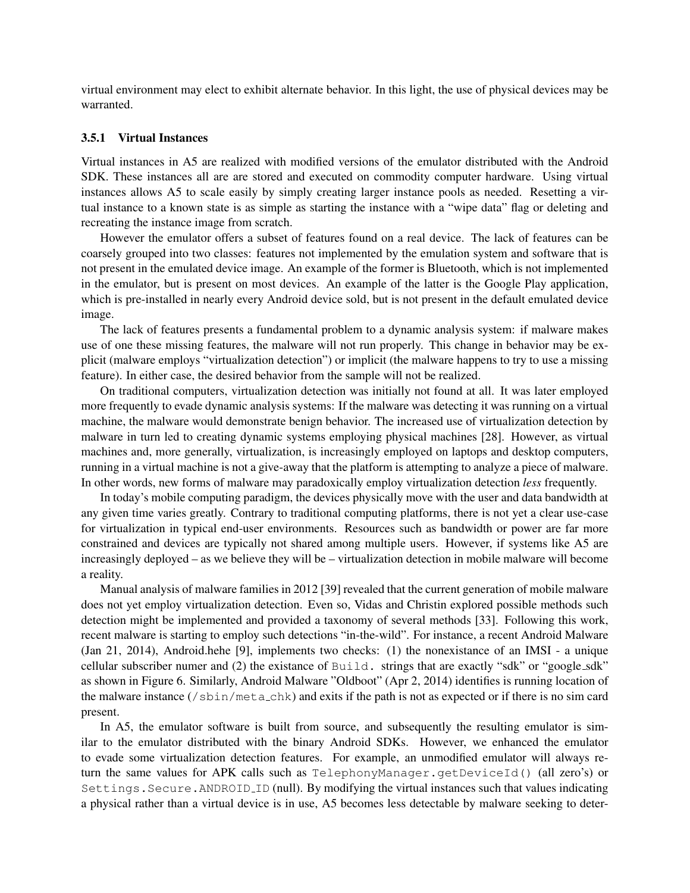virtual environment may elect to exhibit alternate behavior. In this light, the use of physical devices may be warranted.

### 3.5.1 Virtual Instances

Virtual instances in A5 are realized with modified versions of the emulator distributed with the Android SDK. These instances all are are stored and executed on commodity computer hardware. Using virtual instances allows A5 to scale easily by simply creating larger instance pools as needed. Resetting a virtual instance to a known state is as simple as starting the instance with a "wipe data" flag or deleting and recreating the instance image from scratch.

However the emulator offers a subset of features found on a real device. The lack of features can be coarsely grouped into two classes: features not implemented by the emulation system and software that is not present in the emulated device image. An example of the former is Bluetooth, which is not implemented in the emulator, but is present on most devices. An example of the latter is the Google Play application, which is pre-installed in nearly every Android device sold, but is not present in the default emulated device image.

The lack of features presents a fundamental problem to a dynamic analysis system: if malware makes use of one these missing features, the malware will not run properly. This change in behavior may be explicit (malware employs "virtualization detection") or implicit (the malware happens to try to use a missing feature). In either case, the desired behavior from the sample will not be realized.

On traditional computers, virtualization detection was initially not found at all. It was later employed more frequently to evade dynamic analysis systems: If the malware was detecting it was running on a virtual machine, the malware would demonstrate benign behavior. The increased use of virtualization detection by malware in turn led to creating dynamic systems employing physical machines [28]. However, as virtual machines and, more generally, virtualization, is increasingly employed on laptops and desktop computers, running in a virtual machine is not a give-away that the platform is attempting to analyze a piece of malware. In other words, new forms of malware may paradoxically employ virtualization detection *less* frequently.

In today's mobile computing paradigm, the devices physically move with the user and data bandwidth at any given time varies greatly. Contrary to traditional computing platforms, there is not yet a clear use-case for virtualization in typical end-user environments. Resources such as bandwidth or power are far more constrained and devices are typically not shared among multiple users. However, if systems like A5 are increasingly deployed – as we believe they will be – virtualization detection in mobile malware will become a reality.

Manual analysis of malware families in 2012 [39] revealed that the current generation of mobile malware does not yet employ virtualization detection. Even so, Vidas and Christin explored possible methods such detection might be implemented and provided a taxonomy of several methods [33]. Following this work, recent malware is starting to employ such detections "in-the-wild". For instance, a recent Android Malware (Jan 21, 2014), Android.hehe [9], implements two checks: (1) the nonexistance of an IMSI - a unique cellular subscriber numer and (2) the existance of `Build.` strings that are exactly "sdk" or "google_sdk" as shown in Figure 6. Similarly, Android Malware "Oldboot" (Apr 2, 2014) identifies is running location of the malware instance (`/sbin/meta_chk`) and exits if the path is not as expected or if there is no sim card present.

In A5, the emulator software is built from source, and subsequently the resulting emulator is similar to the emulator distributed with the binary Android SDKs. However, we enhanced the emulator to evade some virtualization detection features. For example, an unmodified emulator will always return the same values for APK calls such as `TelephonyManager.getDeviceId()` (all zero's) or `Settings.Secure.ANDROID_ID` (null). By modifying the virtual instances such that values indicating a physical rather than a virtual device is in use, A5 becomes less detectable by malware seeking to deter-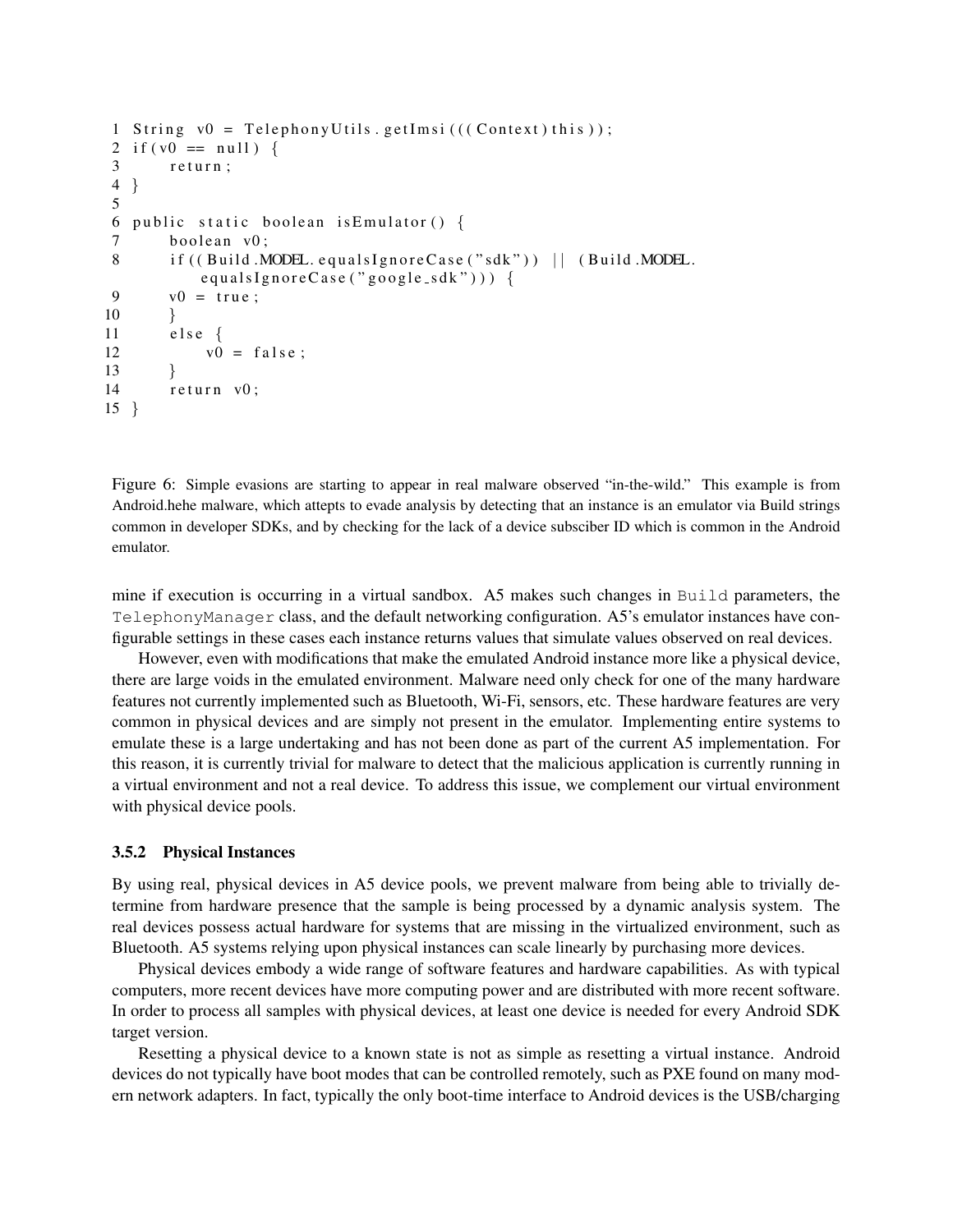```
1  String v0 = TelephonyUtils.getImsi(((Context)this));
2  if(v0 == null) {
3      return;
4  }
5
6  public static boolean isEmulator() {
7      boolean v0;
8      if((Build.MODEL.equalsIgnoreCase("sdk")) || (Build.MODEL.
           equalsIgnoreCase("google_sdk"))) {
9      v0 = true;
10     }
11     else {
12         v0 = false;
13     }
14     return v0;
15 }
```

Figure 6: Simple evasions are starting to appear in real malware observed "in-the-wild." This example is from Android.hehe malware, which attepts to evade analysis by detecting that an instance is an emulator via Build strings common in developer SDKs, and by checking for the lack of a device subsciber ID which is common in the Android emulator.

mine if execution is occurring in a virtual sandbox. A5 makes such changes in `Build` parameters, the `TelephonyManager` class, and the default networking configuration. A5's emulator instances have configurable settings in these cases each instance returns values that simulate values observed on real devices.

However, even with modifications that make the emulated Android instance more like a physical device, there are large voids in the emulated environment. Malware need only check for one of the many hardware features not currently implemented such as Bluetooth, Wi-Fi, sensors, etc. These hardware features are very common in physical devices and are simply not present in the emulator. Implementing entire systems to emulate these is a large undertaking and has not been done as part of the current A5 implementation. For this reason, it is currently trivial for malware to detect that the malicious application is currently running in a virtual environment and not a real device. To address this issue, we complement our virtual environment with physical device pools.

### 3.5.2 Physical Instances

By using real, physical devices in A5 device pools, we prevent malware from being able to trivially determine from hardware presence that the sample is being processed by a dynamic analysis system. The real devices possess actual hardware for systems that are missing in the virtualized environment, such as Bluetooth. A5 systems relying upon physical instances can scale linearly by purchasing more devices.

Physical devices embody a wide range of software features and hardware capabilities. As with typical computers, more recent devices have more computing power and are distributed with more recent software. In order to process all samples with physical devices, at least one device is needed for every Android SDK target version.

Resetting a physical device to a known state is not as simple as resetting a virtual instance. Android devices do not typically have boot modes that can be controlled remotely, such as PXE found on many modern network adapters. In fact, typically the only boot-time interface to Android devices is the USB/charging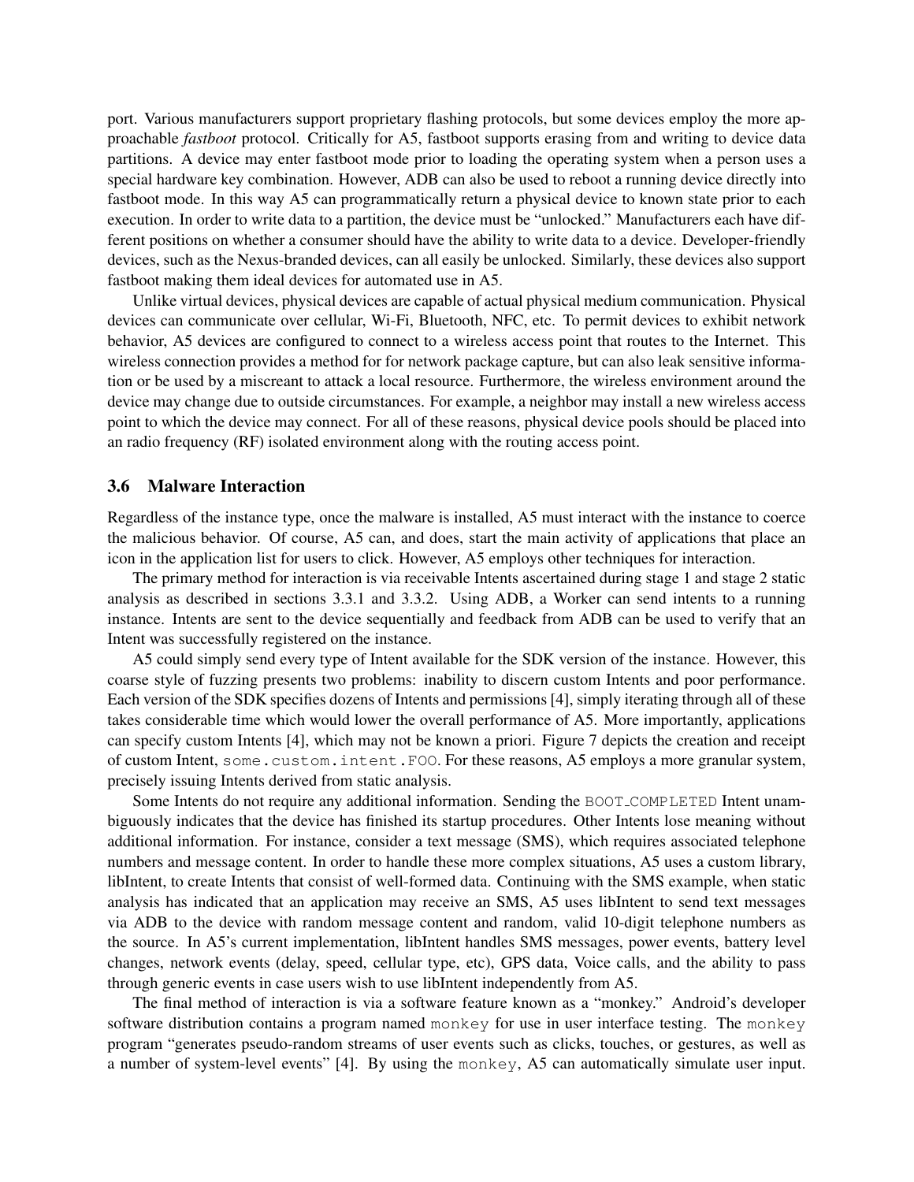port. Various manufacturers support proprietary flashing protocols, but some devices employ the more approachable *fastboot* protocol. Critically for A5, fastboot supports erasing from and writing to device data partitions. A device may enter fastboot mode prior to loading the operating system when a person uses a special hardware key combination. However, ADB can also be used to reboot a running device directly into fastboot mode. In this way A5 can programmatically return a physical device to known state prior to each execution. In order to write data to a partition, the device must be "unlocked." Manufacturers each have different positions on whether a consumer should have the ability to write data to a device. Developer-friendly devices, such as the Nexus-branded devices, can all easily be unlocked. Similarly, these devices also support fastboot making them ideal devices for automated use in A5.

Unlike virtual devices, physical devices are capable of actual physical medium communication. Physical devices can communicate over cellular, Wi-Fi, Bluetooth, NFC, etc. To permit devices to exhibit network behavior, A5 devices are configured to connect to a wireless access point that routes to the Internet. This wireless connection provides a method for for network package capture, but can also leak sensitive information or be used by a miscreant to attack a local resource. Furthermore, the wireless environment around the device may change due to outside circumstances. For example, a neighbor may install a new wireless access point to which the device may connect. For all of these reasons, physical device pools should be placed into an radio frequency (RF) isolated environment along with the routing access point.

### 3.6 Malware Interaction

Regardless of the instance type, once the malware is installed, A5 must interact with the instance to coerce the malicious behavior. Of course, A5 can, and does, start the main activity of applications that place an icon in the application list for users to click. However, A5 employs other techniques for interaction.

The primary method for interaction is via receivable Intents ascertained during stage 1 and stage 2 static analysis as described in sections 3.3.1 and 3.3.2. Using ADB, a Worker can send intents to a running instance. Intents are sent to the device sequentially and feedback from ADB can be used to verify that an Intent was successfully registered on the instance.

A5 could simply send every type of Intent available for the SDK version of the instance. However, this coarse style of fuzzing presents two problems: inability to discern custom Intents and poor performance. Each version of the SDK specifies dozens of Intents and permissions [4], simply iterating through all of these takes considerable time which would lower the overall performance of A5. More importantly, applications can specify custom Intents [4], which may not be known a priori. Figure 7 depicts the creation and receipt of custom Intent, `some.custom.intent.FOO`. For these reasons, A5 employs a more granular system, precisely issuing Intents derived from static analysis.

Some Intents do not require any additional information. Sending the `BOOT_COMPLETED` Intent unambiguously indicates that the device has finished its startup procedures. Other Intents lose meaning without additional information. For instance, consider a text message (SMS), which requires associated telephone numbers and message content. In order to handle these more complex situations, A5 uses a custom library, libIntent, to create Intents that consist of well-formed data. Continuing with the SMS example, when static analysis has indicated that an application may receive an SMS, A5 uses libIntent to send text messages via ADB to the device with random message content and random, valid 10-digit telephone numbers as the source. In A5's current implementation, libIntent handles SMS messages, power events, battery level changes, network events (delay, speed, cellular type, etc), GPS data, Voice calls, and the ability to pass through generic events in case users wish to use libIntent independently from A5.

The final method of interaction is via a software feature known as a "monkey." Android's developer software distribution contains a program named `monkey` for use in user interface testing. The `monkey` program "generates pseudo-random streams of user events such as clicks, touches, or gestures, as well as a number of system-level events" [4]. By using the `monkey`, A5 can automatically simulate user input.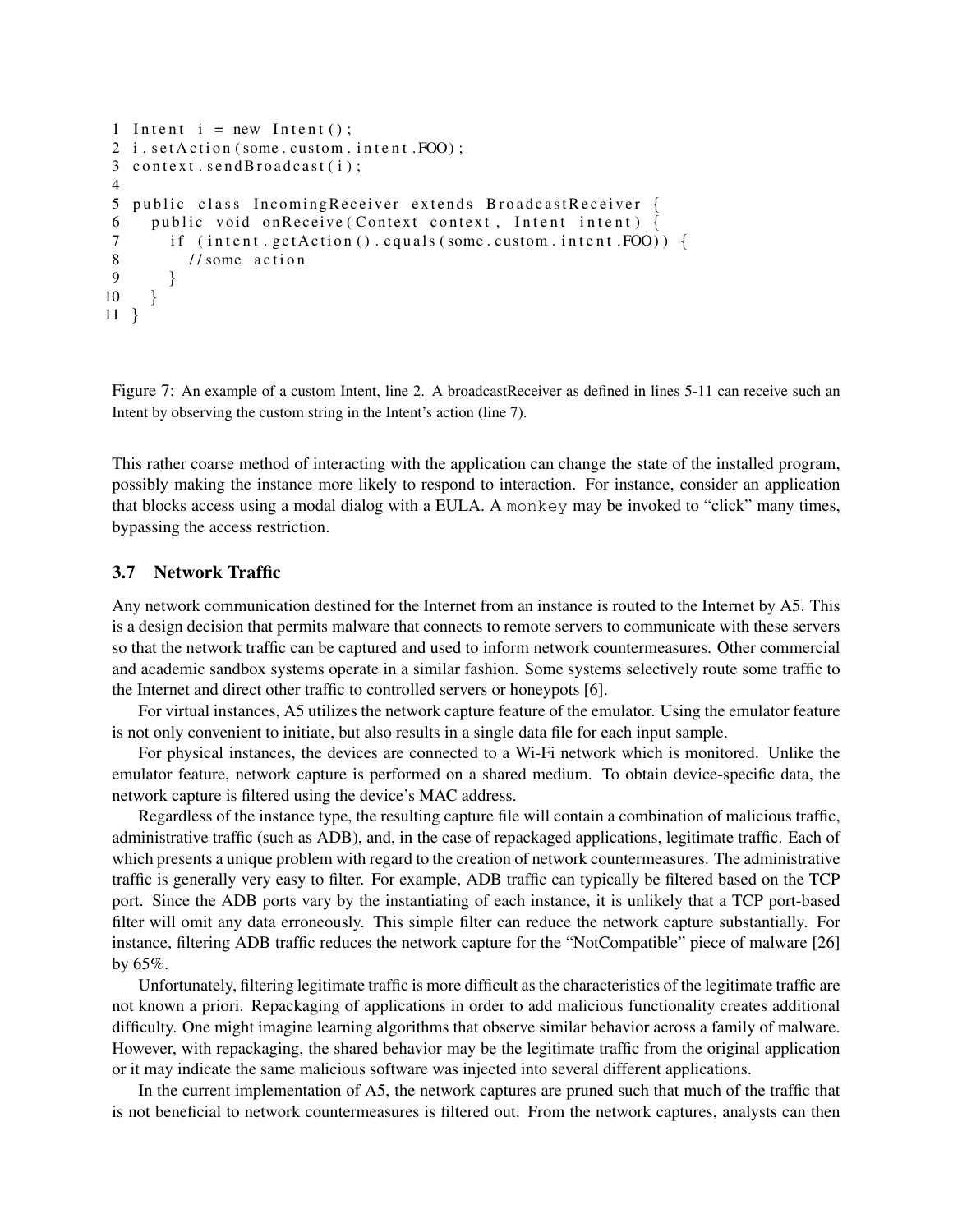```
1 Intent i = new Intent();
2 i.setAction(some.custom.intent.FOO);
3 context.sendBroadcast(i);
4
5 public class IncomingReceiver extends BroadcastReceiver {
6   public void onReceive(Context context, Intent intent) {
7     if (intent.getAction().equals(some.custom.intent.FOO)) {
8       //some action
9     }
10  }
11 }
```

Figure 7: An example of a custom Intent, line 2. A broadcastReceiver as defined in lines 5-11 can receive such an Intent by observing the custom string in the Intent's action (line 7).

This rather coarse method of interacting with the application can change the state of the installed program, possibly making the instance more likely to respond to interaction. For instance, consider an application that blocks access using a modal dialog with a EULA. A `monkey` may be invoked to "click" many times, bypassing the access restriction.

### 3.7 Network Traffic

Any network communication destined for the Internet from an instance is routed to the Internet by A5. This is a design decision that permits malware that connects to remote servers to communicate with these servers so that the network traffic can be captured and used to inform network countermeasures. Other commercial and academic sandbox systems operate in a similar fashion. Some systems selectively route some traffic to the Internet and direct other traffic to controlled servers or honeypots [6].

For virtual instances, A5 utilizes the network capture feature of the emulator. Using the emulator feature is not only convenient to initiate, but also results in a single data file for each input sample.

For physical instances, the devices are connected to a Wi-Fi network which is monitored. Unlike the emulator feature, network capture is performed on a shared medium. To obtain device-specific data, the network capture is filtered using the device's MAC address.

Regardless of the instance type, the resulting capture file will contain a combination of malicious traffic, administrative traffic (such as ADB), and, in the case of repackaged applications, legitimate traffic. Each of which presents a unique problem with regard to the creation of network countermeasures. The administrative traffic is generally very easy to filter. For example, ADB traffic can typically be filtered based on the TCP port. Since the ADB ports vary by the instantiating of each instance, it is unlikely that a TCP port-based filter will omit any data erroneously. This simple filter can reduce the network capture substantially. For instance, filtering ADB traffic reduces the network capture for the "NotCompatible" piece of malware [26] by 65%.

Unfortunately, filtering legitimate traffic is more difficult as the characteristics of the legitimate traffic are not known a priori. Repackaging of applications in order to add malicious functionality creates additional difficulty. One might imagine learning algorithms that observe similar behavior across a family of malware. However, with repackaging, the shared behavior may be the legitimate traffic from the original application or it may indicate the same malicious software was injected into several different applications.

In the current implementation of A5, the network captures are pruned such that much of the traffic that is not beneficial to network countermeasures is filtered out. From the network captures, analysts can then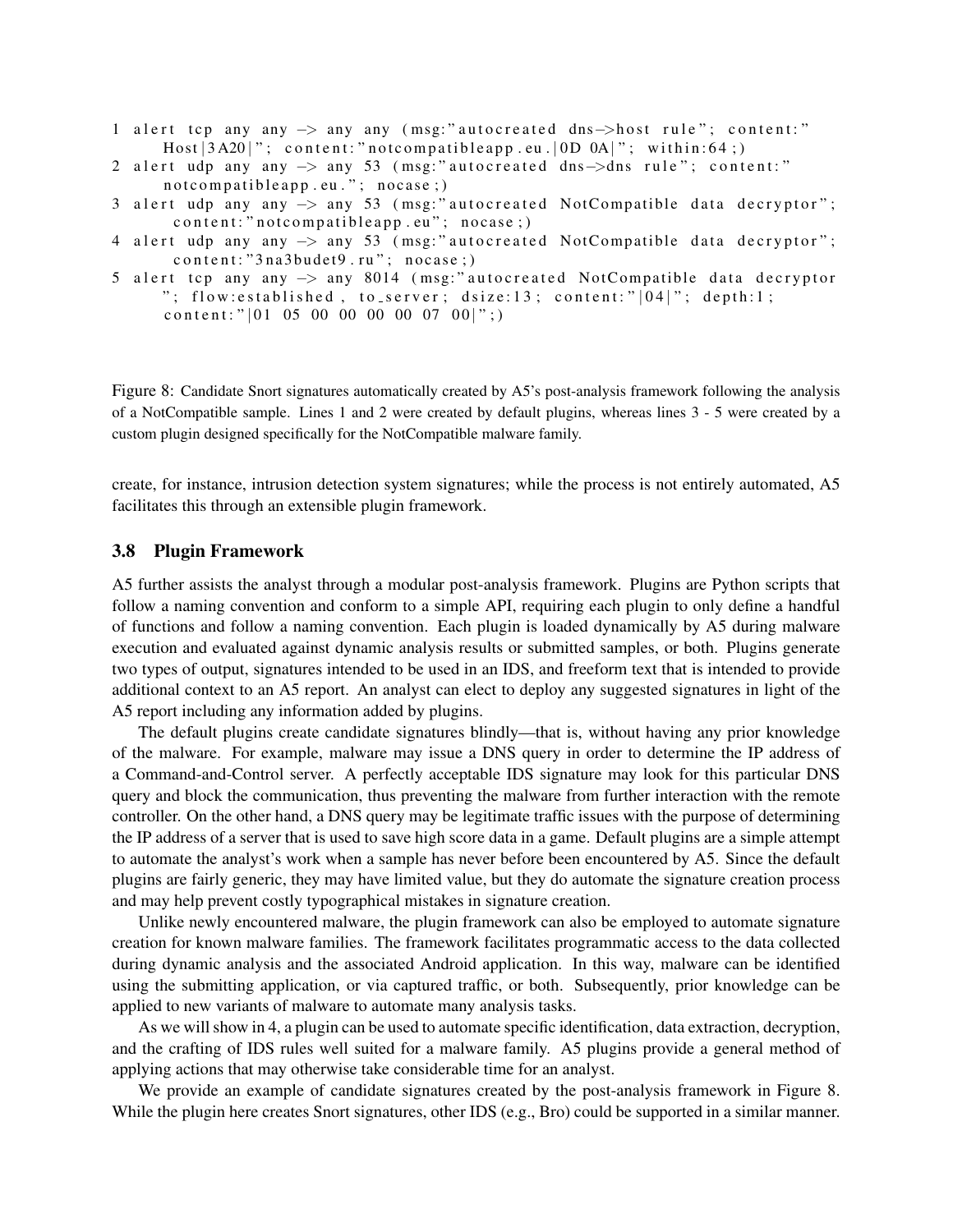```
1 alert tcp any any -> any any (msg:"autocreated dns->host rule"; content:"
      Host|3A20|"; content:"notcompatibleapp.eu.|0D 0A|"; within:64;)
2 alert udp any any -> any 53 (msg:"autocreated dns->dns rule"; content:"
      notcompatibleapp.eu."; nocase;)
3 alert udp any any -> any 53 (msg:"autocreated NotCompatible data decryptor";
       content:"notcompatibleapp.eu"; nocase;)
4 alert udp any any -> any 53 (msg:"autocreated NotCompatible data decryptor";
       content:"3na3budet9.ru"; nocase;)
5 alert tcp any any -> any 8014 (msg:"autocreated NotCompatible data decryptor
      "; flow:established, to_server; dsize:13; content:"|04|"; depth:1;
      content:"|01 05 00 00 00 00 07 00|";)
```

Figure 8: Candidate Snort signatures automatically created by A5's post-analysis framework following the analysis of a NotCompatible sample. Lines 1 and 2 were created by default plugins, whereas lines 3 - 5 were created by a custom plugin designed specifically for the NotCompatible malware family.

create, for instance, intrusion detection system signatures; while the process is not entirely automated, A5 facilitates this through an extensible plugin framework.

### 3.8 Plugin Framework

A5 further assists the analyst through a modular post-analysis framework. Plugins are Python scripts that follow a naming convention and conform to a simple API, requiring each plugin to only define a handful of functions and follow a naming convention. Each plugin is loaded dynamically by A5 during malware execution and evaluated against dynamic analysis results or submitted samples, or both. Plugins generate two types of output, signatures intended to be used in an IDS, and freeform text that is intended to provide additional context to an A5 report. An analyst can elect to deploy any suggested signatures in light of the A5 report including any information added by plugins.

The default plugins create candidate signatures blindly—that is, without having any prior knowledge of the malware. For example, malware may issue a DNS query in order to determine the IP address of a Command-and-Control server. A perfectly acceptable IDS signature may look for this particular DNS query and block the communication, thus preventing the malware from further interaction with the remote controller. On the other hand, a DNS query may be legitimate traffic issues with the purpose of determining the IP address of a server that is used to save high score data in a game. Default plugins are a simple attempt to automate the analyst's work when a sample has never before been encountered by A5. Since the default plugins are fairly generic, they may have limited value, but they do automate the signature creation process and may help prevent costly typographical mistakes in signature creation.

Unlike newly encountered malware, the plugin framework can also be employed to automate signature creation for known malware families. The framework facilitates programmatic access to the data collected during dynamic analysis and the associated Android application. In this way, malware can be identified using the submitting application, or via captured traffic, or both. Subsequently, prior knowledge can be applied to new variants of malware to automate many analysis tasks.

As we will show in 4, a plugin can be used to automate specific identification, data extraction, decryption, and the crafting of IDS rules well suited for a malware family. A5 plugins provide a general method of applying actions that may otherwise take considerable time for an analyst.

We provide an example of candidate signatures created by the post-analysis framework in Figure 8. While the plugin here creates Snort signatures, other IDS (e.g., Bro) could be supported in a similar manner.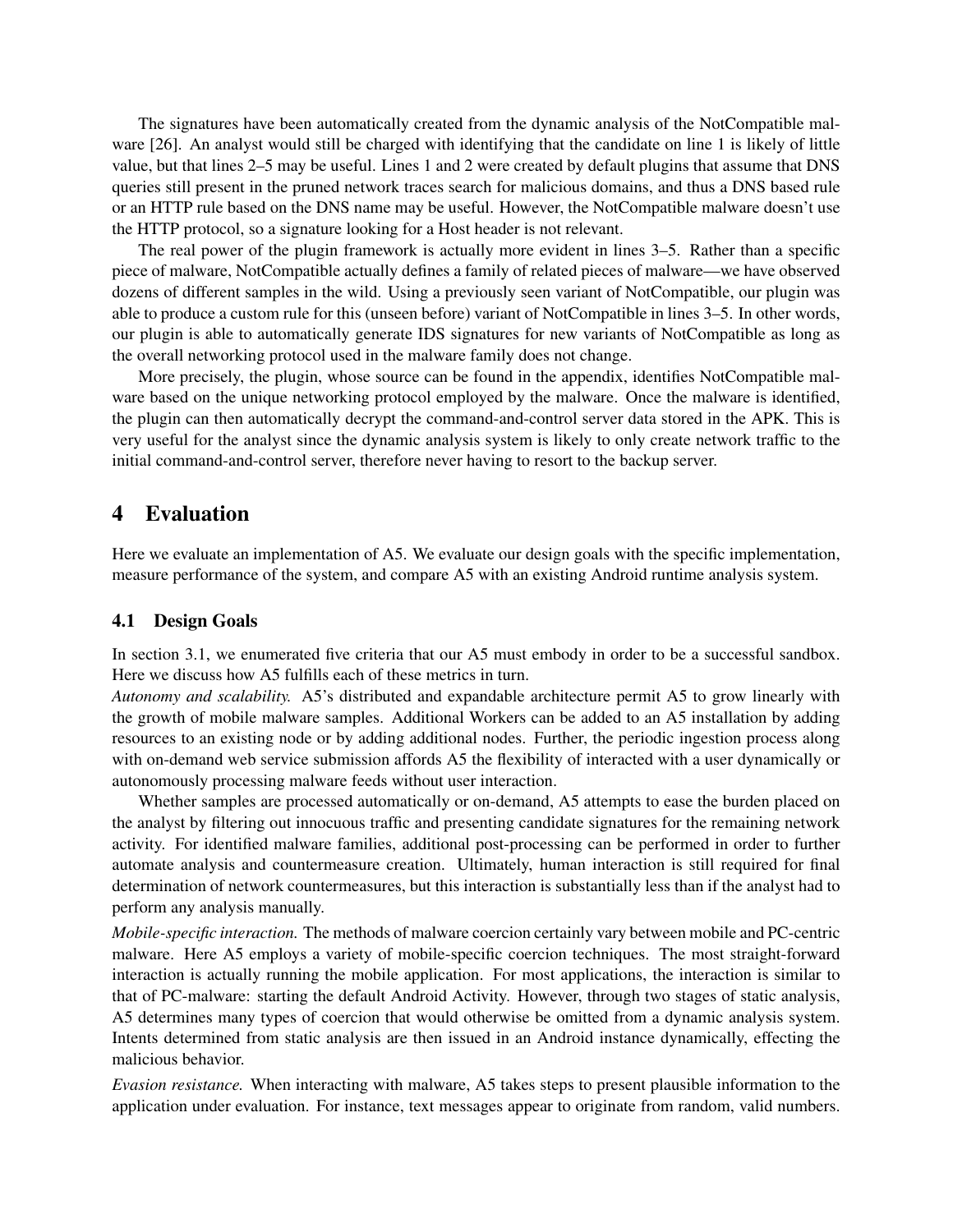The signatures have been automatically created from the dynamic analysis of the NotCompatible malware [26]. An analyst would still be charged with identifying that the candidate on line 1 is likely of little value, but that lines 2–5 may be useful. Lines 1 and 2 were created by default plugins that assume that DNS queries still present in the pruned network traces search for malicious domains, and thus a DNS based rule or an HTTP rule based on the DNS name may be useful. However, the NotCompatible malware doesn't use the HTTP protocol, so a signature looking for a Host header is not relevant.

The real power of the plugin framework is actually more evident in lines 3–5. Rather than a specific piece of malware, NotCompatible actually defines a family of related pieces of malware—we have observed dozens of different samples in the wild. Using a previously seen variant of NotCompatible, our plugin was able to produce a custom rule for this (unseen before) variant of NotCompatible in lines 3–5. In other words, our plugin is able to automatically generate IDS signatures for new variants of NotCompatible as long as the overall networking protocol used in the malware family does not change.

More precisely, the plugin, whose source can be found in the appendix, identifies NotCompatible malware based on the unique networking protocol employed by the malware. Once the malware is identified, the plugin can then automatically decrypt the command-and-control server data stored in the APK. This is very useful for the analyst since the dynamic analysis system is likely to only create network traffic to the initial command-and-control server, therefore never having to resort to the backup server.

## 4 Evaluation

Here we evaluate an implementation of A5. We evaluate our design goals with the specific implementation, measure performance of the system, and compare A5 with an existing Android runtime analysis system.

### 4.1 Design Goals

In section 3.1, we enumerated five criteria that our A5 must embody in order to be a successful sandbox. Here we discuss how A5 fulfills each of these metrics in turn.

*Autonomy and scalability.* A5's distributed and expandable architecture permit A5 to grow linearly with the growth of mobile malware samples. Additional Workers can be added to an A5 installation by adding resources to an existing node or by adding additional nodes. Further, the periodic ingestion process along with on-demand web service submission affords A5 the flexibility of interacted with a user dynamically or autonomously processing malware feeds without user interaction.

Whether samples are processed automatically or on-demand, A5 attempts to ease the burden placed on the analyst by filtering out innocuous traffic and presenting candidate signatures for the remaining network activity. For identified malware families, additional post-processing can be performed in order to further automate analysis and countermeasure creation. Ultimately, human interaction is still required for final determination of network countermeasures, but this interaction is substantially less than if the analyst had to perform any analysis manually.

*Mobile-specific interaction.* The methods of malware coercion certainly vary between mobile and PC-centric malware. Here A5 employs a variety of mobile-specific coercion techniques. The most straight-forward interaction is actually running the mobile application. For most applications, the interaction is similar to that of PC-malware: starting the default Android Activity. However, through two stages of static analysis, A5 determines many types of coercion that would otherwise be omitted from a dynamic analysis system. Intents determined from static analysis are then issued in an Android instance dynamically, effecting the malicious behavior.

*Evasion resistance.* When interacting with malware, A5 takes steps to present plausible information to the application under evaluation. For instance, text messages appear to originate from random, valid numbers.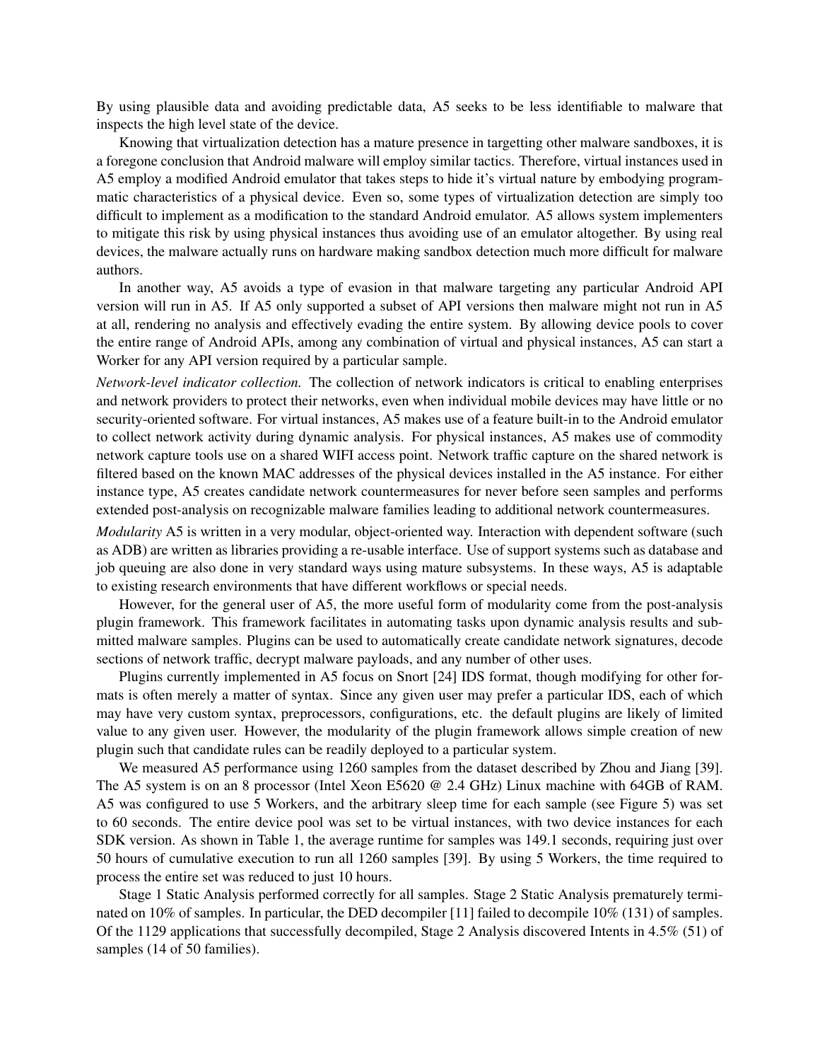By using plausible data and avoiding predictable data, A5 seeks to be less identifiable to malware that inspects the high level state of the device.

Knowing that virtualization detection has a mature presence in targetting other malware sandboxes, it is a foregone conclusion that Android malware will employ similar tactics. Therefore, virtual instances used in A5 employ a modified Android emulator that takes steps to hide it's virtual nature by embodying programmatic characteristics of a physical device. Even so, some types of virtualization detection are simply too difficult to implement as a modification to the standard Android emulator. A5 allows system implementers to mitigate this risk by using physical instances thus avoiding use of an emulator altogether. By using real devices, the malware actually runs on hardware making sandbox detection much more difficult for malware authors.

In another way, A5 avoids a type of evasion in that malware targeting any particular Android API version will run in A5. If A5 only supported a subset of API versions then malware might not run in A5 at all, rendering no analysis and effectively evading the entire system. By allowing device pools to cover the entire range of Android APIs, among any combination of virtual and physical instances, A5 can start a Worker for any API version required by a particular sample.

*Network-level indicator collection.* The collection of network indicators is critical to enabling enterprises and network providers to protect their networks, even when individual mobile devices may have little or no security-oriented software. For virtual instances, A5 makes use of a feature built-in to the Android emulator to collect network activity during dynamic analysis. For physical instances, A5 makes use of commodity network capture tools use on a shared WIFI access point. Network traffic capture on the shared network is filtered based on the known MAC addresses of the physical devices installed in the A5 instance. For either instance type, A5 creates candidate network countermeasures for never before seen samples and performs extended post-analysis on recognizable malware families leading to additional network countermeasures.

*Modularity* A5 is written in a very modular, object-oriented way. Interaction with dependent software (such as ADB) are written as libraries providing a re-usable interface. Use of support systems such as database and job queuing are also done in very standard ways using mature subsystems. In these ways, A5 is adaptable to existing research environments that have different workflows or special needs.

However, for the general user of A5, the more useful form of modularity come from the post-analysis plugin framework. This framework facilitates in automating tasks upon dynamic analysis results and submitted malware samples. Plugins can be used to automatically create candidate network signatures, decode sections of network traffic, decrypt malware payloads, and any number of other uses.

Plugins currently implemented in A5 focus on Snort [24] IDS format, though modifying for other formats is often merely a matter of syntax. Since any given user may prefer a particular IDS, each of which may have very custom syntax, preprocessors, configurations, etc. the default plugins are likely of limited value to any given user. However, the modularity of the plugin framework allows simple creation of new plugin such that candidate rules can be readily deployed to a particular system.

We measured A5 performance using 1260 samples from the dataset described by Zhou and Jiang [39]. The A5 system is on an 8 processor (Intel Xeon E5620 @ 2.4 GHz) Linux machine with 64GB of RAM. A5 was configured to use 5 Workers, and the arbitrary sleep time for each sample (see Figure 5) was set to 60 seconds. The entire device pool was set to be virtual instances, with two device instances for each SDK version. As shown in Table 1, the average runtime for samples was 149.1 seconds, requiring just over 50 hours of cumulative execution to run all 1260 samples [39]. By using 5 Workers, the time required to process the entire set was reduced to just 10 hours.

Stage 1 Static Analysis performed correctly for all samples. Stage 2 Static Analysis prematurely terminated on 10% of samples. In particular, the DED decompiler [11] failed to decompile 10% (131) of samples. Of the 1129 applications that successfully decompiled, Stage 2 Analysis discovered Intents in 4.5% (51) of samples (14 of 50 families).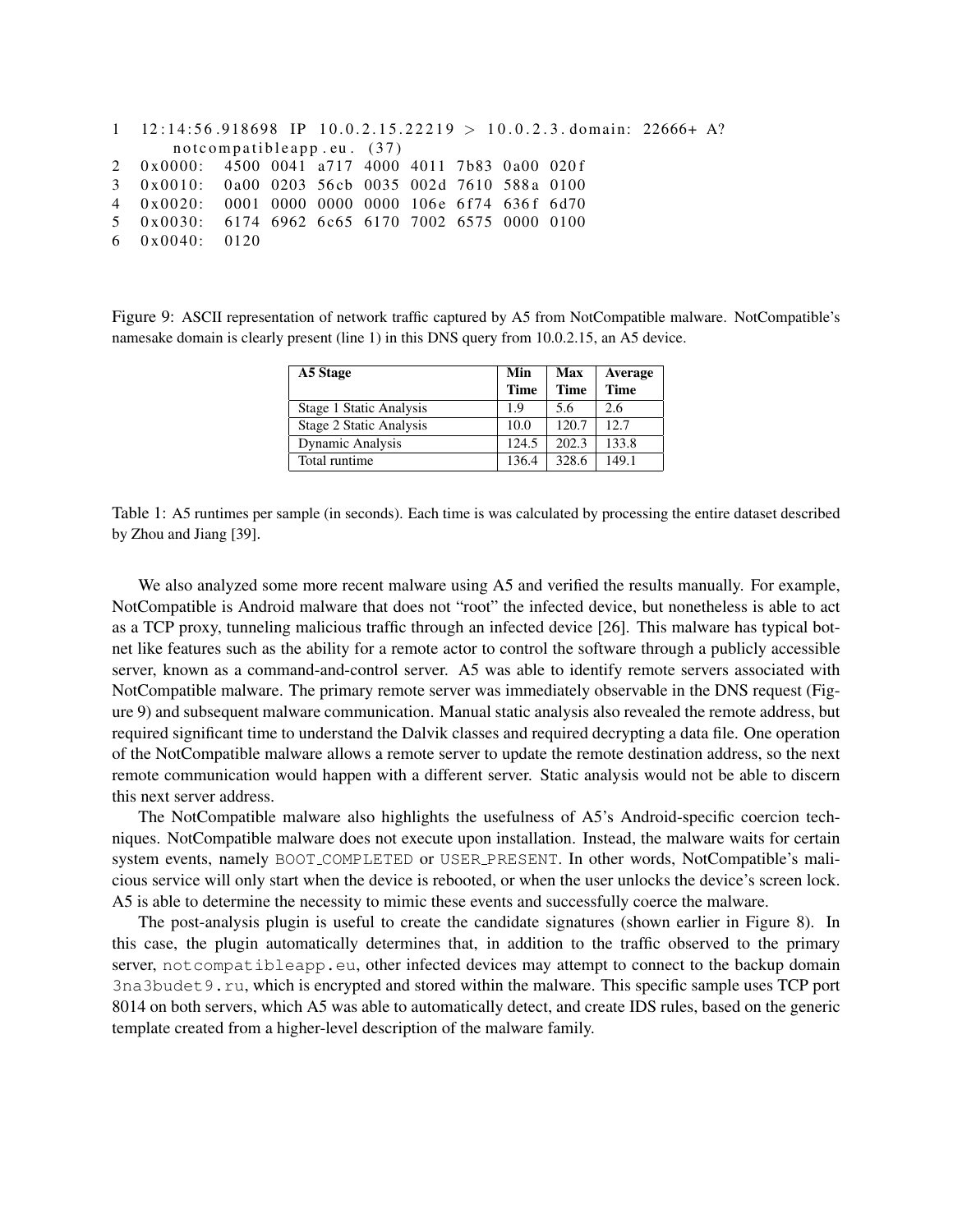```
1   12:14:56.918698 IP 10.0.2.15.22219 > 10.0.2.3.domain: 22666+ A?
        notcompatibleapp.eu. (37)
2   0x0000:  4500 0041 a717 4000 4011 7b83 0a00 020f
3   0x0010:  0a00 0203 56cb 0035 002d 7610 588a 0100
4   0x0020:  0001 0000 0000 0000 106e 6f74 636f 6d70
5   0x0030:  6174 6962 6c65 6170 7002 6575 0000 0100
6   0x0040:  0120
```

Figure 9: ASCII representation of network traffic captured by A5 from NotCompatible malware. NotCompatible's namesake domain is clearly present (line 1) in this DNS query from 10.0.2.15, an A5 device.

| A5 Stage | Min Time | Max Time | Average Time |
|---|---|---|---|
| Stage 1 Static Analysis | 1.9 | 5.6 | 2.6 |
| Stage 2 Static Analysis | 10.0 | 120.7 | 12.7 |
| Dynamic Analysis | 124.5 | 202.3 | 133.8 |
| Total runtime | 136.4 | 328.6 | 149.1 |

Table 1: A5 runtimes per sample (in seconds). Each time is was calculated by processing the entire dataset described by Zhou and Jiang [39].

We also analyzed some more recent malware using A5 and verified the results manually. For example, NotCompatible is Android malware that does not "root" the infected device, but nonetheless is able to act as a TCP proxy, tunneling malicious traffic through an infected device [26]. This malware has typical botnet like features such as the ability for a remote actor to control the software through a publicly accessible server, known as a command-and-control server. A5 was able to identify remote servers associated with NotCompatible malware. The primary remote server was immediately observable in the DNS request (Figure 9) and subsequent malware communication. Manual static analysis also revealed the remote address, but required significant time to understand the Dalvik classes and required decrypting a data file. One operation of the NotCompatible malware allows a remote server to update the remote destination address, so the next remote communication would happen with a different server. Static analysis would not be able to discern this next server address.

The NotCompatible malware also highlights the usefulness of A5's Android-specific coercion techniques. NotCompatible malware does not execute upon installation. Instead, the malware waits for certain system events, namely `BOOT_COMPLETED` or `USER_PRESENT`. In other words, NotCompatible's malicious service will only start when the device is rebooted, or when the user unlocks the device's screen lock. A5 is able to determine the necessity to mimic these events and successfully coerce the malware.

The post-analysis plugin is useful to create the candidate signatures (shown earlier in Figure 8). In this case, the plugin automatically determines that, in addition to the traffic observed to the primary server, `notcompatibleapp.eu`, other infected devices may attempt to connect to the backup domain `3na3budet9.ru`, which is encrypted and stored within the malware. This specific sample uses TCP port 8014 on both servers, which A5 was able to automatically detect, and create IDS rules, based on the generic template created from a higher-level description of the malware family.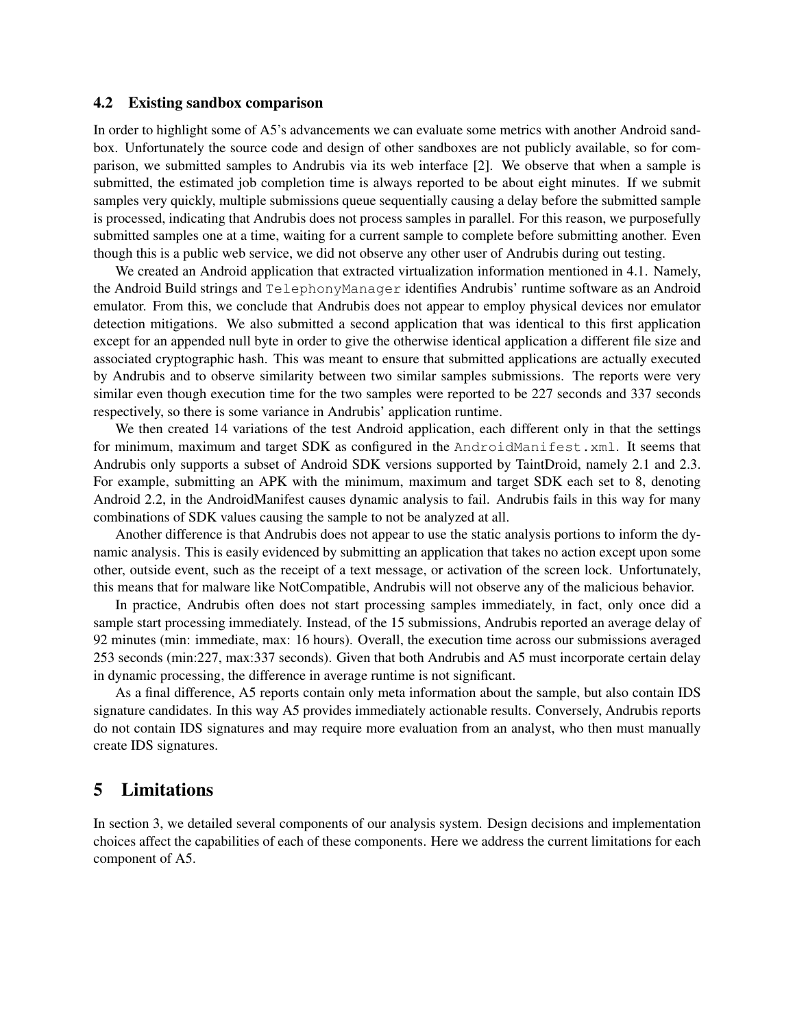### 4.2 Existing sandbox comparison

In order to highlight some of A5's advancements we can evaluate some metrics with another Android sandbox. Unfortunately the source code and design of other sandboxes are not publicly available, so for comparison, we submitted samples to Andrubis via its web interface [2]. We observe that when a sample is submitted, the estimated job completion time is always reported to be about eight minutes. If we submit samples very quickly, multiple submissions queue sequentially causing a delay before the submitted sample is processed, indicating that Andrubis does not process samples in parallel. For this reason, we purposefully submitted samples one at a time, waiting for a current sample to complete before submitting another. Even though this is a public web service, we did not observe any other user of Andrubis during out testing.

We created an Android application that extracted virtualization information mentioned in 4.1. Namely, the Android Build strings and `TelephonyManager` identifies Andrubis' runtime software as an Android emulator. From this, we conclude that Andrubis does not appear to employ physical devices nor emulator detection mitigations. We also submitted a second application that was identical to this first application except for an appended null byte in order to give the otherwise identical application a different file size and associated cryptographic hash. This was meant to ensure that submitted applications are actually executed by Andrubis and to observe similarity between two similar samples submissions. The reports were very similar even though execution time for the two samples were reported to be 227 seconds and 337 seconds respectively, so there is some variance in Andrubis' application runtime.

We then created 14 variations of the test Android application, each different only in that the settings for minimum, maximum and target SDK as configured in the `AndroidManifest.xml`. It seems that Andrubis only supports a subset of Android SDK versions supported by TaintDroid, namely 2.1 and 2.3. For example, submitting an APK with the minimum, maximum and target SDK each set to 8, denoting Android 2.2, in the AndroidManifest causes dynamic analysis to fail. Andrubis fails in this way for many combinations of SDK values causing the sample to not be analyzed at all.

Another difference is that Andrubis does not appear to use the static analysis portions to inform the dynamic analysis. This is easily evidenced by submitting an application that takes no action except upon some other, outside event, such as the receipt of a text message, or activation of the screen lock. Unfortunately, this means that for malware like NotCompatible, Andrubis will not observe any of the malicious behavior.

In practice, Andrubis often does not start processing samples immediately, in fact, only once did a sample start processing immediately. Instead, of the 15 submissions, Andrubis reported an average delay of 92 minutes (min: immediate, max: 16 hours). Overall, the execution time across our submissions averaged 253 seconds (min:227, max:337 seconds). Given that both Andrubis and A5 must incorporate certain delay in dynamic processing, the difference in average runtime is not significant.

As a final difference, A5 reports contain only meta information about the sample, but also contain IDS signature candidates. In this way A5 provides immediately actionable results. Conversely, Andrubis reports do not contain IDS signatures and may require more evaluation from an analyst, who then must manually create IDS signatures.

## 5 Limitations

In section 3, we detailed several components of our analysis system. Design decisions and implementation choices affect the capabilities of each of these components. Here we address the current limitations for each component of A5.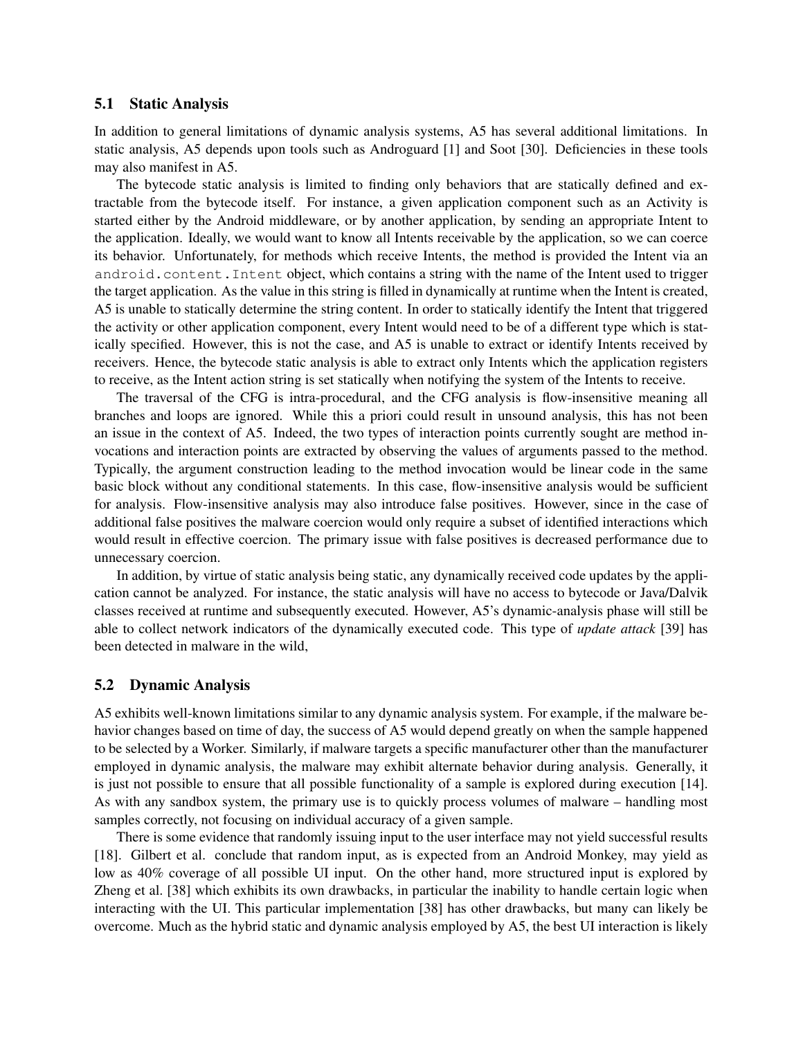### 5.1 Static Analysis

In addition to general limitations of dynamic analysis systems, A5 has several additional limitations. In static analysis, A5 depends upon tools such as Androguard [1] and Soot [30]. Deficiencies in these tools may also manifest in A5.

The bytecode static analysis is limited to finding only behaviors that are statically defined and extractable from the bytecode itself. For instance, a given application component such as an Activity is started either by the Android middleware, or by another application, by sending an appropriate Intent to the application. Ideally, we would want to know all Intents receivable by the application, so we can coerce its behavior. Unfortunately, for methods which receive Intents, the method is provided the Intent via an `android.content.Intent` object, which contains a string with the name of the Intent used to trigger the target application. As the value in this string is filled in dynamically at runtime when the Intent is created, A5 is unable to statically determine the string content. In order to statically identify the Intent that triggered the activity or other application component, every Intent would need to be of a different type which is statically specified. However, this is not the case, and A5 is unable to extract or identify Intents received by receivers. Hence, the bytecode static analysis is able to extract only Intents which the application registers to receive, as the Intent action string is set statically when notifying the system of the Intents to receive.

The traversal of the CFG is intra-procedural, and the CFG analysis is flow-insensitive meaning all branches and loops are ignored. While this a priori could result in unsound analysis, this has not been an issue in the context of A5. Indeed, the two types of interaction points currently sought are method invocations and interaction points are extracted by observing the values of arguments passed to the method. Typically, the argument construction leading to the method invocation would be linear code in the same basic block without any conditional statements. In this case, flow-insensitive analysis would be sufficient for analysis. Flow-insensitive analysis may also introduce false positives. However, since in the case of additional false positives the malware coercion would only require a subset of identified interactions which would result in effective coercion. The primary issue with false positives is decreased performance due to unnecessary coercion.

In addition, by virtue of static analysis being static, any dynamically received code updates by the application cannot be analyzed. For instance, the static analysis will have no access to bytecode or Java/Dalvik classes received at runtime and subsequently executed. However, A5's dynamic-analysis phase will still be able to collect network indicators of the dynamically executed code. This type of *update attack* [39] has been detected in malware in the wild,

### 5.2 Dynamic Analysis

A5 exhibits well-known limitations similar to any dynamic analysis system. For example, if the malware behavior changes based on time of day, the success of A5 would depend greatly on when the sample happened to be selected by a Worker. Similarly, if malware targets a specific manufacturer other than the manufacturer employed in dynamic analysis, the malware may exhibit alternate behavior during analysis. Generally, it is just not possible to ensure that all possible functionality of a sample is explored during execution [14]. As with any sandbox system, the primary use is to quickly process volumes of malware – handling most samples correctly, not focusing on individual accuracy of a given sample.

There is some evidence that randomly issuing input to the user interface may not yield successful results [18]. Gilbert et al. conclude that random input, as is expected from an Android Monkey, may yield as low as 40% coverage of all possible UI input. On the other hand, more structured input is explored by Zheng et al. [38] which exhibits its own drawbacks, in particular the inability to handle certain logic when interacting with the UI. This particular implementation [38] has other drawbacks, but many can likely be overcome. Much as the hybrid static and dynamic analysis employed by A5, the best UI interaction is likely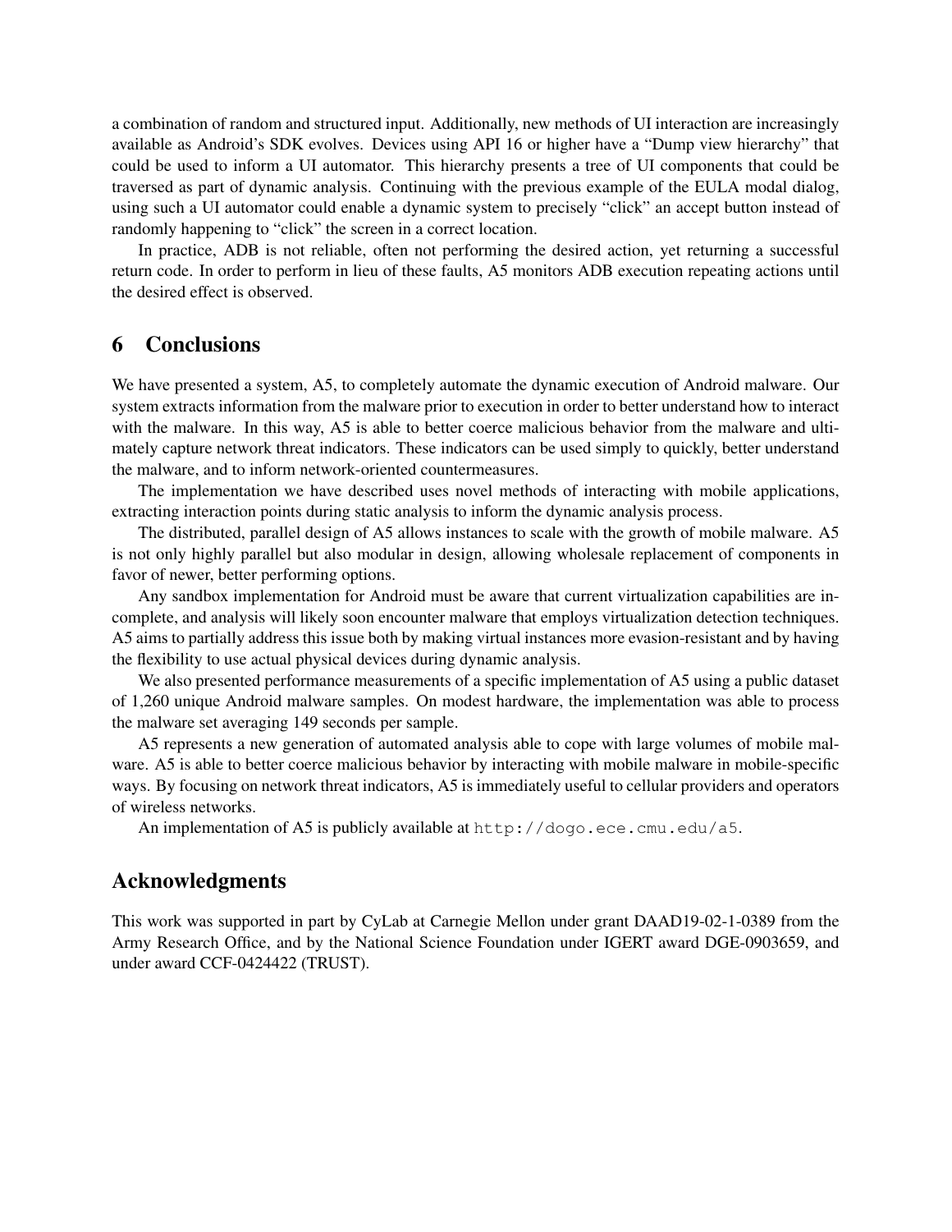a combination of random and structured input. Additionally, new methods of UI interaction are increasingly available as Android's SDK evolves. Devices using API 16 or higher have a "Dump view hierarchy" that could be used to inform a UI automator. This hierarchy presents a tree of UI components that could be traversed as part of dynamic analysis. Continuing with the previous example of the EULA modal dialog, using such a UI automator could enable a dynamic system to precisely "click" an accept button instead of randomly happening to "click" the screen in a correct location.

In practice, ADB is not reliable, often not performing the desired action, yet returning a successful return code. In order to perform in lieu of these faults, A5 monitors ADB execution repeating actions until the desired effect is observed.

# 6 Conclusions

We have presented a system, A5, to completely automate the dynamic execution of Android malware. Our system extracts information from the malware prior to execution in order to better understand how to interact with the malware. In this way, A5 is able to better coerce malicious behavior from the malware and ultimately capture network threat indicators. These indicators can be used simply to quickly, better understand the malware, and to inform network-oriented countermeasures.

The implementation we have described uses novel methods of interacting with mobile applications, extracting interaction points during static analysis to inform the dynamic analysis process.

The distributed, parallel design of A5 allows instances to scale with the growth of mobile malware. A5 is not only highly parallel but also modular in design, allowing wholesale replacement of components in favor of newer, better performing options.

Any sandbox implementation for Android must be aware that current virtualization capabilities are incomplete, and analysis will likely soon encounter malware that employs virtualization detection techniques. A5 aims to partially address this issue both by making virtual instances more evasion-resistant and by having the flexibility to use actual physical devices during dynamic analysis.

We also presented performance measurements of a specific implementation of A5 using a public dataset of 1,260 unique Android malware samples. On modest hardware, the implementation was able to process the malware set averaging 149 seconds per sample.

A5 represents a new generation of automated analysis able to cope with large volumes of mobile malware. A5 is able to better coerce malicious behavior by interacting with mobile malware in mobile-specific ways. By focusing on network threat indicators, A5 is immediately useful to cellular providers and operators of wireless networks.

An implementation of A5 is publicly available at `http://dogo.ece.cmu.edu/a5`.

# Acknowledgments

This work was supported in part by CyLab at Carnegie Mellon under grant DAAD19-02-1-0389 from the Army Research Office, and by the National Science Foundation under IGERT award DGE-0903659, and under award CCF-0424422 (TRUST).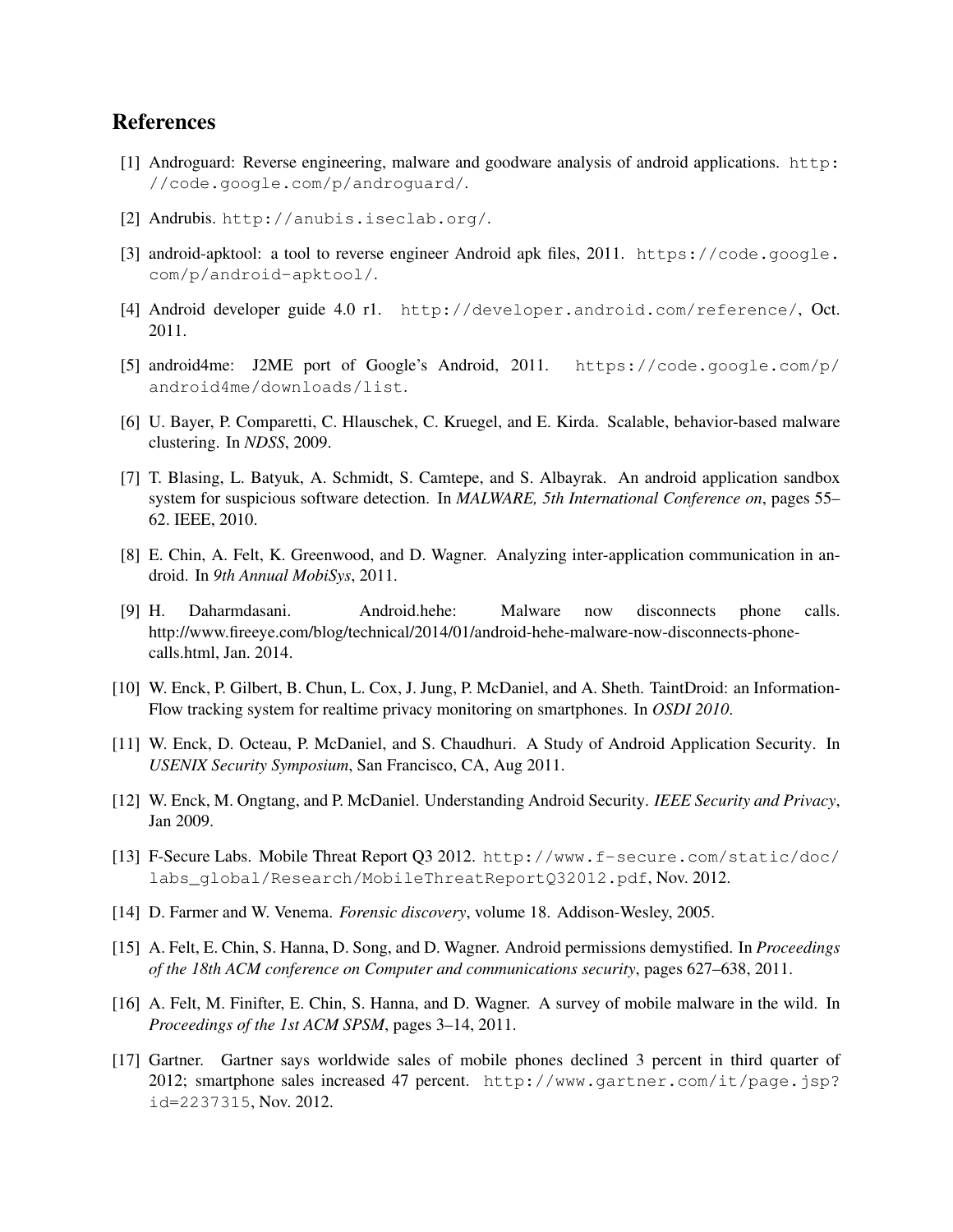## References

[1] Androguard: Reverse engineering, malware and goodware analysis of android applications. http://code.google.com/p/androguard/.

[2] Andrubis. http://anubis.iseclab.org/.

[3] android-apktool: a tool to reverse engineer Android apk files, 2011. https://code.google.com/p/android-apktool/.

[4] Android developer guide 4.0 r1. http://developer.android.com/reference/, Oct. 2011.

[5] android4me: J2ME port of Google's Android, 2011. https://code.google.com/p/android4me/downloads/list.

[6] U. Bayer, P. Comparetti, C. Hlauschek, C. Kruegel, and E. Kirda. Scalable, behavior-based malware clustering. In *NDSS*, 2009.

[7] T. Blasing, L. Batyuk, A. Schmidt, S. Camtepe, and S. Albayrak. An android application sandbox system for suspicious software detection. In *MALWARE, 5th International Conference on*, pages 55–62. IEEE, 2010.

[8] E. Chin, A. Felt, K. Greenwood, and D. Wagner. Analyzing inter-application communication in android. In *9th Annual MobiSys*, 2011.

[9] H. Daharmdasani. Android.hehe: Malware now disconnects phone calls. http://www.fireeye.com/blog/technical/2014/01/android-hehe-malware-now-disconnects-phone-calls.html, Jan. 2014.

[10] W. Enck, P. Gilbert, B. Chun, L. Cox, J. Jung, P. McDaniel, and A. Sheth. TaintDroid: an Information-Flow tracking system for realtime privacy monitoring on smartphones. In *OSDI 2010*.

[11] W. Enck, D. Octeau, P. McDaniel, and S. Chaudhuri. A Study of Android Application Security. In *USENIX Security Symposium*, San Francisco, CA, Aug 2011.

[12] W. Enck, M. Ongtang, and P. McDaniel. Understanding Android Security. *IEEE Security and Privacy*, Jan 2009.

[13] F-Secure Labs. Mobile Threat Report Q3 2012. http://www.f-secure.com/static/doc/labs_global/Research/MobileThreatReportQ32012.pdf, Nov. 2012.

[14] D. Farmer and W. Venema. *Forensic discovery*, volume 18. Addison-Wesley, 2005.

[15] A. Felt, E. Chin, S. Hanna, D. Song, and D. Wagner. Android permissions demystified. In *Proceedings of the 18th ACM conference on Computer and communications security*, pages 627–638, 2011.

[16] A. Felt, M. Finifter, E. Chin, S. Hanna, and D. Wagner. A survey of mobile malware in the wild. In *Proceedings of the 1st ACM SPSM*, pages 3–14, 2011.

[17] Gartner. Gartner says worldwide sales of mobile phones declined 3 percent in third quarter of 2012; smartphone sales increased 47 percent. http://www.gartner.com/it/page.jsp?id=2237315, Nov. 2012.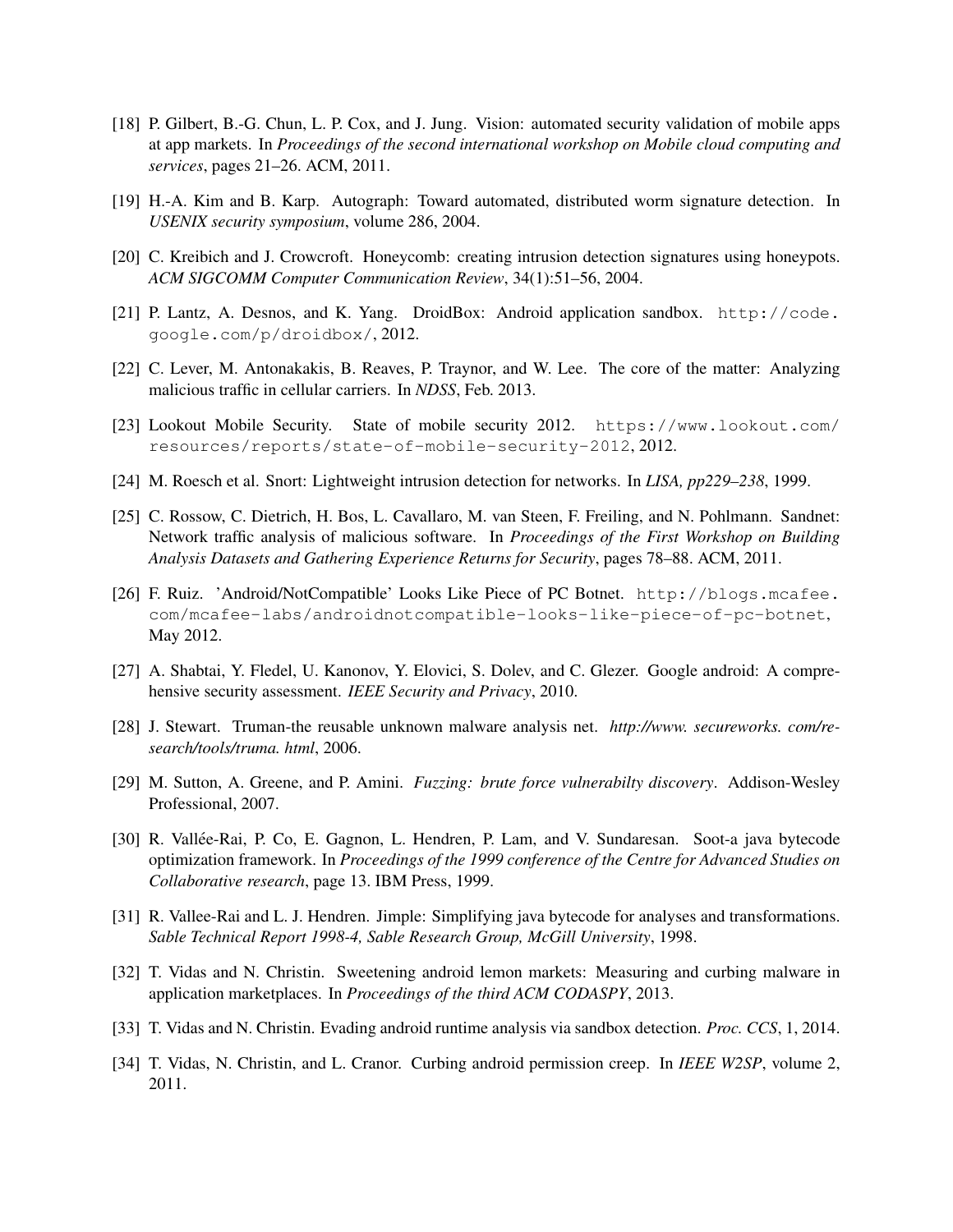[18] P. Gilbert, B.-G. Chun, L. P. Cox, and J. Jung. Vision: automated security validation of mobile apps at app markets. In *Proceedings of the second international workshop on Mobile cloud computing and services*, pages 21–26. ACM, 2011.

[19] H.-A. Kim and B. Karp. Autograph: Toward automated, distributed worm signature detection. In *USENIX security symposium*, volume 286, 2004.

[20] C. Kreibich and J. Crowcroft. Honeycomb: creating intrusion detection signatures using honeypots. *ACM SIGCOMM Computer Communication Review*, 34(1):51–56, 2004.

[21] P. Lantz, A. Desnos, and K. Yang. DroidBox: Android application sandbox. `http://code.google.com/p/droidbox/`, 2012.

[22] C. Lever, M. Antonakakis, B. Reaves, P. Traynor, and W. Lee. The core of the matter: Analyzing malicious traffic in cellular carriers. In *NDSS*, Feb. 2013.

[23] Lookout Mobile Security. State of mobile security 2012. `https://www.lookout.com/resources/reports/state-of-mobile-security-2012`, 2012.

[24] M. Roesch et al. Snort: Lightweight intrusion detection for networks. In *LISA, pp229–238*, 1999.

[25] C. Rossow, C. Dietrich, H. Bos, L. Cavallaro, M. van Steen, F. Freiling, and N. Pohlmann. Sandnet: Network traffic analysis of malicious software. In *Proceedings of the First Workshop on Building Analysis Datasets and Gathering Experience Returns for Security*, pages 78–88. ACM, 2011.

[26] F. Ruiz. 'Android/NotCompatible' Looks Like Piece of PC Botnet. `http://blogs.mcafee.com/mcafee-labs/androidnotcompatible-looks-like-piece-of-pc-botnet`, May 2012.

[27] A. Shabtai, Y. Fledel, U. Kanonov, Y. Elovici, S. Dolev, and C. Glezer. Google android: A comprehensive security assessment. *IEEE Security and Privacy*, 2010.

[28] J. Stewart. Truman-the reusable unknown malware analysis net. *http://www. secureworks. com/research/tools/truma. html*, 2006.

[29] M. Sutton, A. Greene, and P. Amini. *Fuzzing: brute force vulnerabilty discovery*. Addison-Wesley Professional, 2007.

[30] R. Vallée-Rai, P. Co, E. Gagnon, L. Hendren, P. Lam, and V. Sundaresan. Soot-a java bytecode optimization framework. In *Proceedings of the 1999 conference of the Centre for Advanced Studies on Collaborative research*, page 13. IBM Press, 1999.

[31] R. Vallee-Rai and L. J. Hendren. Jimple: Simplifying java bytecode for analyses and transformations. *Sable Technical Report 1998-4, Sable Research Group, McGill University*, 1998.

[32] T. Vidas and N. Christin. Sweetening android lemon markets: Measuring and curbing malware in application marketplaces. In *Proceedings of the third ACM CODASPY*, 2013.

[33] T. Vidas and N. Christin. Evading android runtime analysis via sandbox detection. *Proc. CCS*, 1, 2014.

[34] T. Vidas, N. Christin, and L. Cranor. Curbing android permission creep. In *IEEE W2SP*, volume 2, 2011.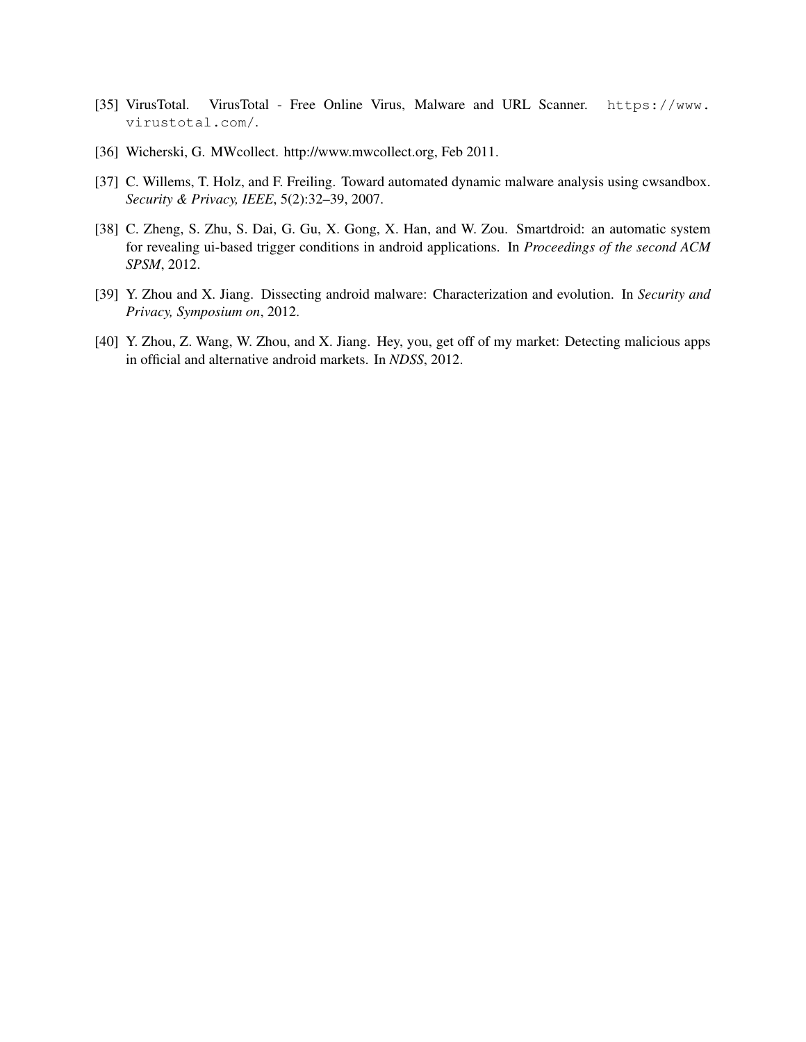[35] VirusTotal. VirusTotal - Free Online Virus, Malware and URL Scanner. `https://www.virustotal.com/`.

[36] Wicherski, G. MWcollect. http://www.mwcollect.org, Feb 2011.

[37] C. Willems, T. Holz, and F. Freiling. Toward automated dynamic malware analysis using cwsandbox. *Security & Privacy, IEEE*, 5(2):32–39, 2007.

[38] C. Zheng, S. Zhu, S. Dai, G. Gu, X. Gong, X. Han, and W. Zou. Smartdroid: an automatic system for revealing ui-based trigger conditions in android applications. In *Proceedings of the second ACM SPSM*, 2012.

[39] Y. Zhou and X. Jiang. Dissecting android malware: Characterization and evolution. In *Security and Privacy, Symposium on*, 2012.

[40] Y. Zhou, Z. Wang, W. Zhou, and X. Jiang. Hey, you, get off of my market: Detecting malicious apps in official and alternative android markets. In *NDSS*, 2012.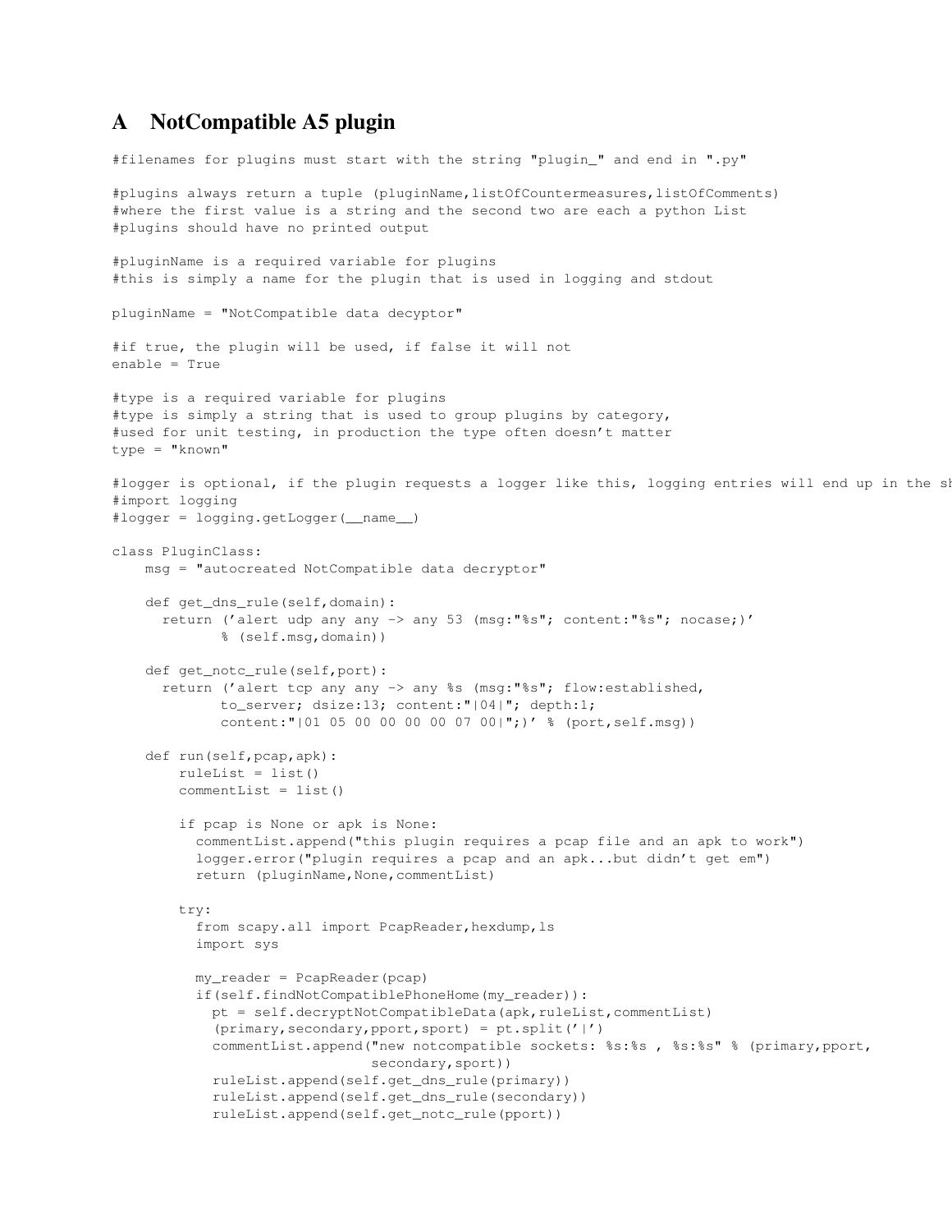## A NotCompatible A5 plugin

```
#filenames for plugins must start with the string "plugin_" and end in ".py"

#plugins always return a tuple (pluginName,listOfCountermeasures,listOfComments)
#where the first value is a string and the second two are each a python List
#plugins should have no printed output

#pluginName is a required variable for plugins
#this is simply a name for the plugin that is used in logging and stdout

pluginName = "NotCompatible data decyptor"

#if true, the plugin will be used, if false it will not
enable = True

#type is a required variable for plugins
#type is simply a string that is used to group plugins by category,
#used for unit testing, in production the type often doesn't matter
type = "known"

#logger is optional, if the plugin requests a logger like this, logging entries will end up in the sh
#import logging
#logger = logging.getLogger(__name__)

class PluginClass:
    msg = "autocreated NotCompatible data decryptor"

    def get_dns_rule(self,domain):
      return ('alert udp any any -> any 53 (msg:"%s"; content:"%s"; nocase;)'
             % (self.msg,domain))

    def get_notc_rule(self,port):
      return ('alert tcp any any -> any %s (msg:"%s"; flow:established,
             to_server; dsize:13; content:"|04|"; depth:1;
             content:"|01 05 00 00 00 00 07 00|";)' % (port,self.msg))

    def run(self,pcap,apk):
        ruleList = list()
        commentList = list()

        if pcap is None or apk is None:
          commentList.append("this plugin requires a pcap file and an apk to work")
          logger.error("plugin requires a pcap and an apk...but didn't get em")
          return (pluginName,None,commentList)

        try:
          from scapy.all import PcapReader,hexdump,ls
          import sys

          my_reader = PcapReader(pcap)
          if(self.findNotCompatiblePhoneHome(my_reader)):
            pt = self.decryptNotCompatibleData(apk,ruleList,commentList)
            (primary,secondary,pport,sport) = pt.split('|')
            commentList.append("new notcompatible sockets: %s:%s , %s:%s" % (primary,pport,
                               secondary,sport))
            ruleList.append(self.get_dns_rule(primary))
            ruleList.append(self.get_dns_rule(secondary))
            ruleList.append(self.get_notc_rule(pport))
```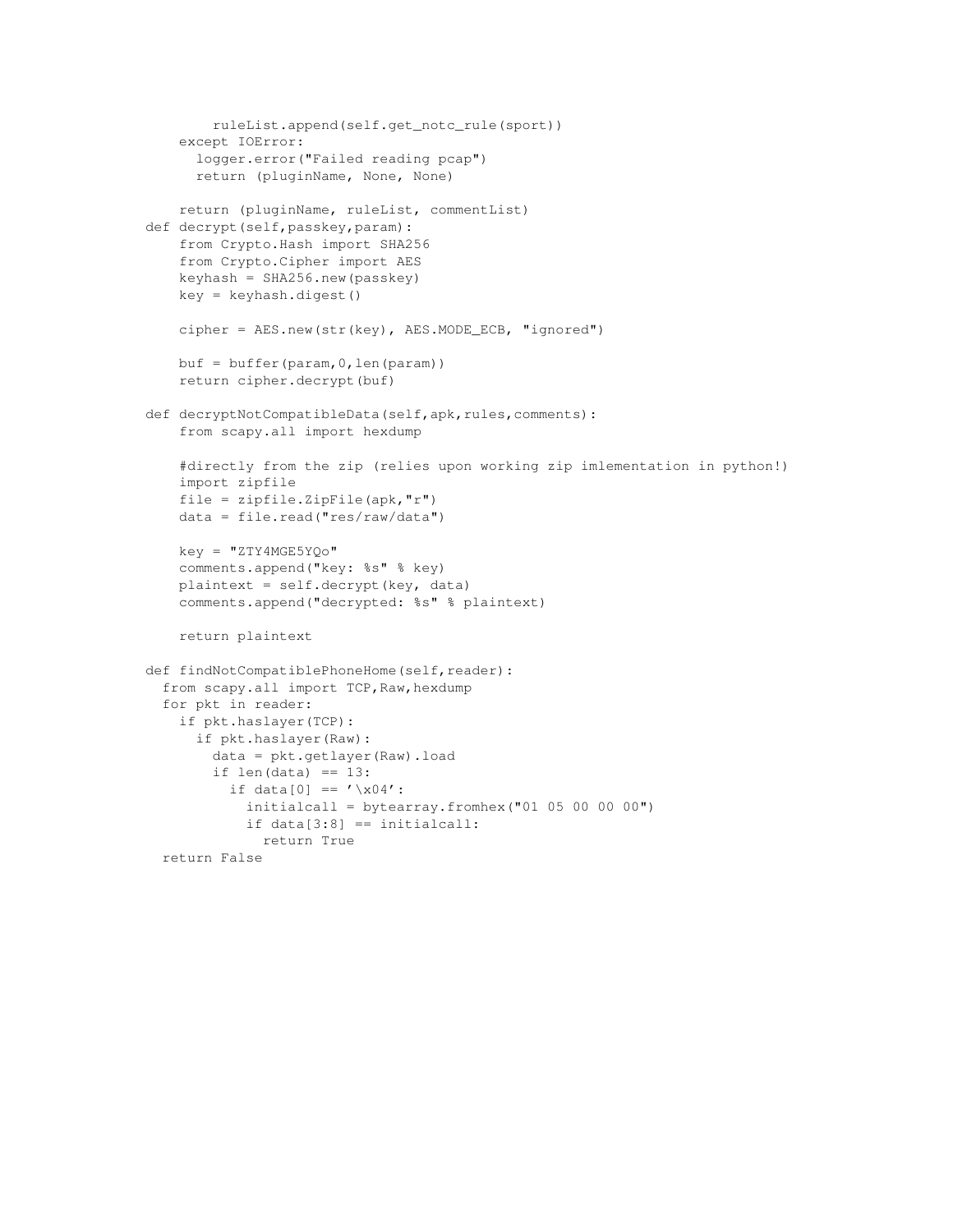```
            ruleList.append(self.get_notc_rule(sport))
        except IOError:
          logger.error("Failed reading pcap")
          return (pluginName, None, None)

        return (pluginName, ruleList, commentList)
    def decrypt(self,passkey,param):
        from Crypto.Hash import SHA256
        from Crypto.Cipher import AES
        keyhash = SHA256.new(passkey)
        key = keyhash.digest()

        cipher = AES.new(str(key), AES.MODE_ECB, "ignored")

        buf = buffer(param,0,len(param))
        return cipher.decrypt(buf)

    def decryptNotCompatibleData(self,apk,rules,comments):
        from scapy.all import hexdump

        #directly from the zip (relies upon working zip imlementation in python!)
        import zipfile
        file = zipfile.ZipFile(apk,"r")
        data = file.read("res/raw/data")

        key = "ZTY4MGE5YQo"
        comments.append("key: %s" % key)
        plaintext = self.decrypt(key, data)
        comments.append("decrypted: %s" % plaintext)

        return plaintext

    def findNotCompatiblePhoneHome(self,reader):
      from scapy.all import TCP,Raw,hexdump
      for pkt in reader:
        if pkt.haslayer(TCP):
          if pkt.haslayer(Raw):
            data = pkt.getlayer(Raw).load
            if len(data) == 13:
              if data[0] == '\x04':
                initialcall = bytearray.fromhex("01 05 00 00 00")
                if data[3:8] == initialcall:
                  return True
      return False
```